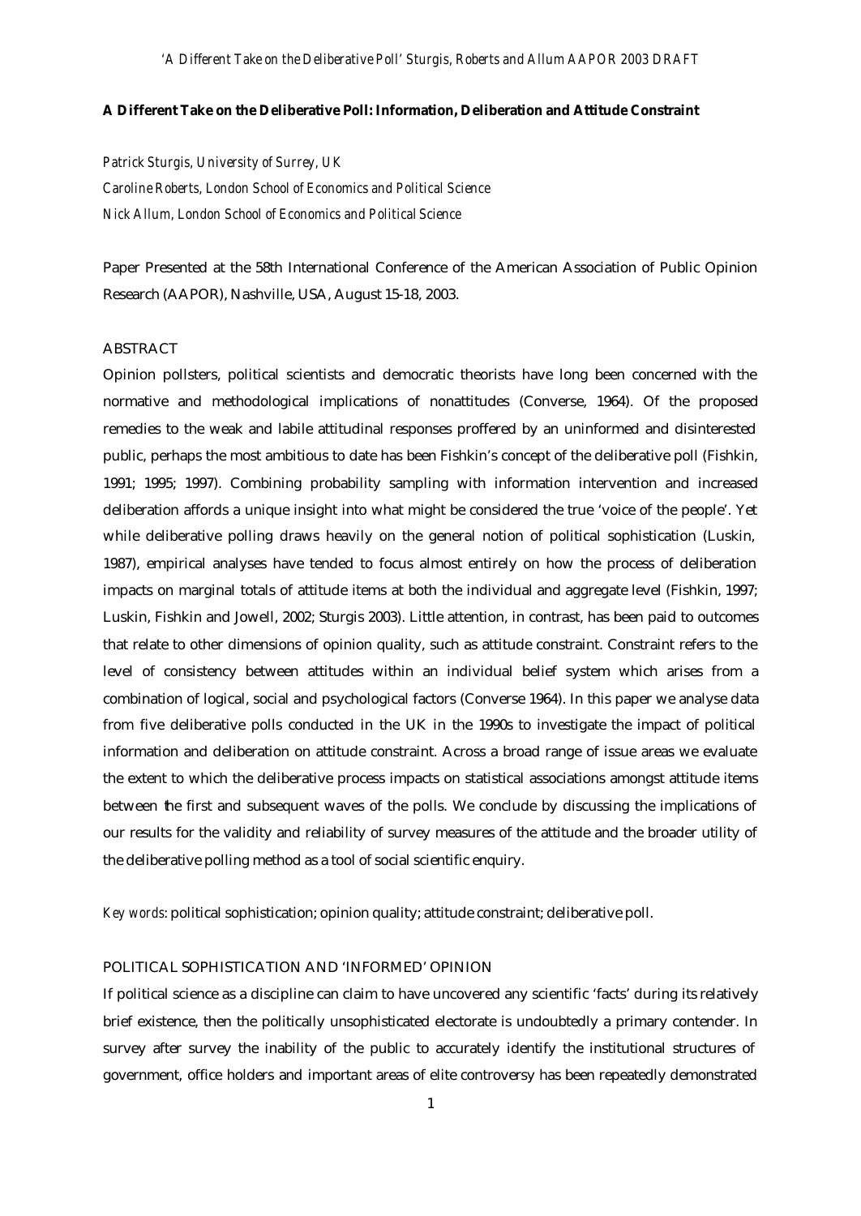**A Different Take on the Deliberative Poll: Information, Deliberation and Attitude Constraint**

*Patrick Sturgis, University of Surrey, UK*
*Caroline Roberts, London School of Economics and Political Science*
*Nick Allum, London School of Economics and Political Science*

Paper Presented at the 58th International Conference of the American Association of Public Opinion Research (AAPOR), Nashville, USA, August 15-18, 2003.

## ABSTRACT

Opinion pollsters, political scientists and democratic theorists have long been concerned with the normative and methodological implications of nonattitudes (Converse, 1964). Of the proposed remedies to the weak and labile attitudinal responses proffered by an uninformed and disinterested public, perhaps the most ambitious to date has been Fishkin's concept of the deliberative poll (Fishkin, 1991; 1995; 1997). Combining probability sampling with information intervention and increased deliberation affords a unique insight into what might be considered the true 'voice of the people'. Yet while deliberative polling draws heavily on the general notion of political sophistication (Luskin, 1987), empirical analyses have tended to focus almost entirely on how the process of deliberation impacts on marginal totals of attitude items at both the individual and aggregate level (Fishkin, 1997; Luskin, Fishkin and Jowell, 2002; Sturgis 2003). Little attention, in contrast, has been paid to outcomes that relate to other dimensions of opinion quality, such as attitude constraint. Constraint refers to the level of consistency between attitudes within an individual belief system which arises from a combination of logical, social and psychological factors (Converse 1964). In this paper we analyse data from five deliberative polls conducted in the UK in the 1990s to investigate the impact of political information and deliberation on attitude constraint. Across a broad range of issue areas we evaluate the extent to which the deliberative process impacts on statistical associations amongst attitude items between the first and subsequent waves of the polls. We conclude by discussing the implications of our results for the validity and reliability of survey measures of the attitude and the broader utility of the deliberative polling method as a tool of social scientific enquiry.

*Key words*: political sophistication; opinion quality; attitude constraint; deliberative poll.

## POLITICAL SOPHISTICATION AND 'INFORMED' OPINION

If political science as a discipline can claim to have uncovered any scientific 'facts' during its relatively brief existence, then the politically unsophisticated electorate is undoubtedly a primary contender. In survey after survey the inability of the public to accurately identify the institutional structures of government, office holders and important areas of elite controversy has been repeatedly demonstrated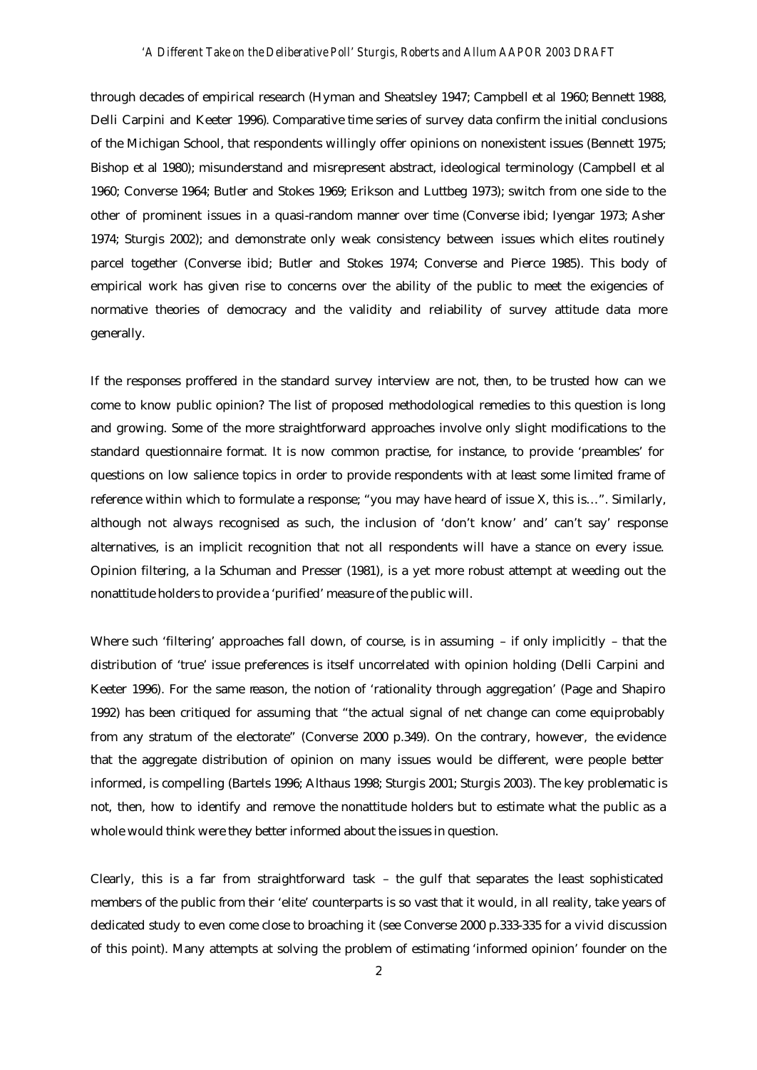through decades of empirical research (Hyman and Sheatsley 1947; Campbell et al 1960; Bennett 1988, Delli Carpini and Keeter 1996). Comparative time series of survey data confirm the initial conclusions of the Michigan School, that respondents willingly offer opinions on nonexistent issues (Bennett 1975; Bishop et al 1980); misunderstand and misrepresent abstract, ideological terminology (Campbell et al 1960; Converse 1964; Butler and Stokes 1969; Erikson and Luttbeg 1973); switch from one side to the other of prominent issues in a quasi-random manner over time (Converse ibid; Iyengar 1973; Asher 1974; Sturgis 2002); and demonstrate only weak consistency between issues which elites routinely parcel together (Converse ibid; Butler and Stokes 1974; Converse and Pierce 1985). This body of empirical work has given rise to concerns over the ability of the public to meet the exigencies of normative theories of democracy and the validity and reliability of survey attitude data more generally.

If the responses proffered in the standard survey interview are not, then, to be trusted how can we come to know public opinion? The list of proposed methodological remedies to this question is long and growing. Some of the more straightforward approaches involve only slight modifications to the standard questionnaire format. It is now common practise, for instance, to provide 'preambles' for questions on low salience topics in order to provide respondents with at least some limited frame of reference within which to formulate a response; "you may have heard of issue X, this is…". Similarly, although not always recognised as such, the inclusion of 'don't know' and' can't say' response alternatives, is an implicit recognition that not all respondents will have a stance on every issue. Opinion filtering, a la Schuman and Presser (1981), is a yet more robust attempt at weeding out the nonattitude holders to provide a 'purified' measure of the public will.

Where such 'filtering' approaches fall down, of course, is in assuming – if only implicitly – that the distribution of 'true' issue preferences is itself uncorrelated with opinion holding (Delli Carpini and Keeter 1996). For the same reason, the notion of 'rationality through aggregation' (Page and Shapiro 1992) has been critiqued for assuming that "the actual signal of net change can come equiprobably from any stratum of the electorate" (Converse 2000 p.349). On the contrary, however, the evidence that the aggregate distribution of opinion on many issues would be different, were people better informed, is compelling (Bartels 1996; Althaus 1998; Sturgis 2001; Sturgis 2003). The key problematic is not, then, how to identify and remove the nonattitude holders but to estimate what the public as a whole would think were they better informed about the issues in question.

Clearly, this is a far from straightforward task – the gulf that separates the least sophisticated members of the public from their 'elite' counterparts is so vast that it would, in all reality, take years of dedicated study to even come close to broaching it (see Converse 2000 p.333-335 for a vivid discussion of this point). Many attempts at solving the problem of estimating 'informed opinion' founder on the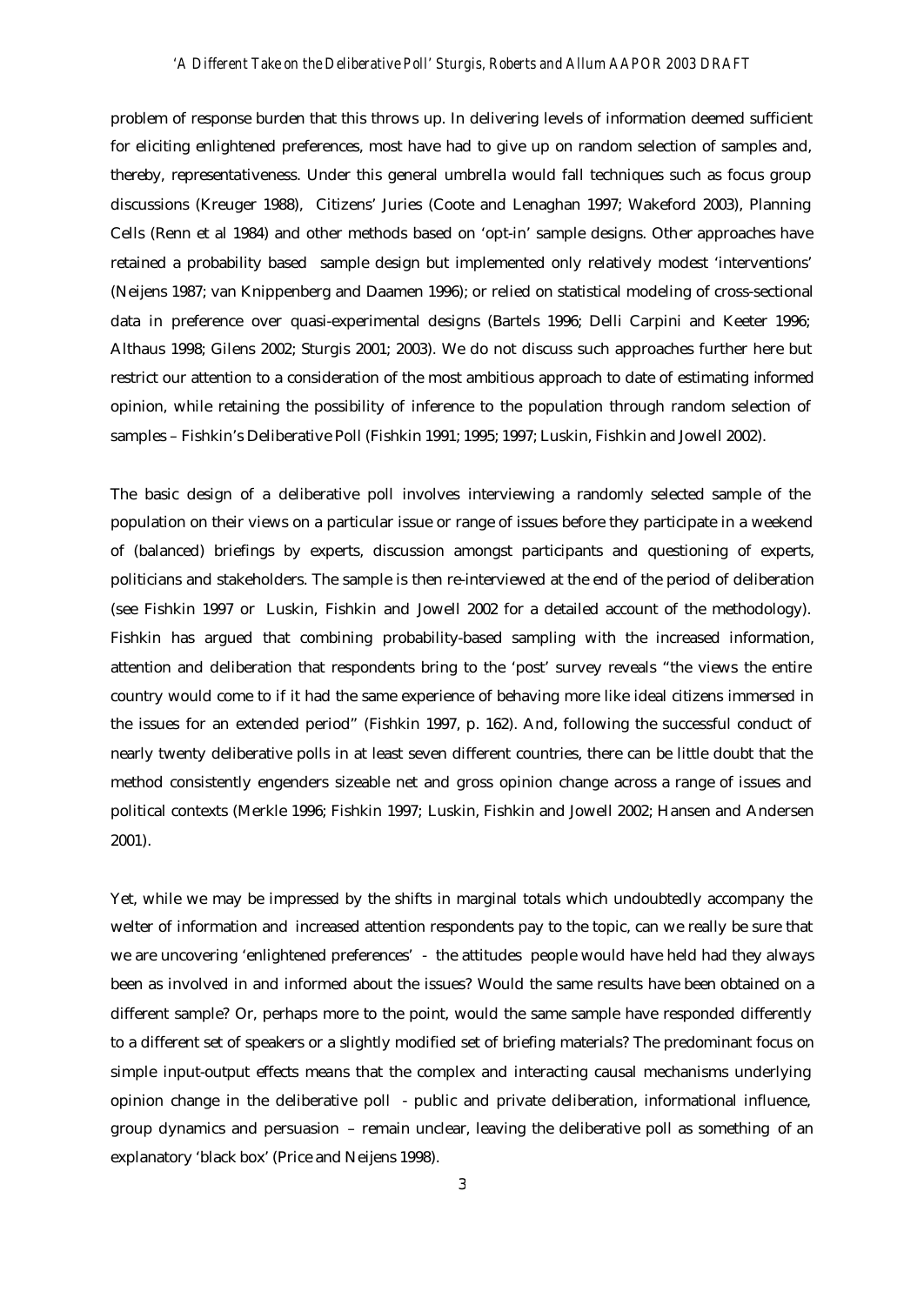problem of response burden that this throws up. In delivering levels of information deemed sufficient for eliciting enlightened preferences, most have had to give up on random selection of samples and, thereby, representativeness. Under this general umbrella would fall techniques such as focus group discussions (Kreuger 1988), Citizens' Juries (Coote and Lenaghan 1997; Wakeford 2003), Planning Cells (Renn et al 1984) and other methods based on 'opt-in' sample designs. Other approaches have retained a probability based sample design but implemented only relatively modest 'interventions' (Neijens 1987; van Knippenberg and Daamen 1996); or relied on statistical modeling of cross-sectional data in preference over quasi-experimental designs (Bartels 1996; Delli Carpini and Keeter 1996; Althaus 1998; Gilens 2002; Sturgis 2001; 2003). We do not discuss such approaches further here but restrict our attention to a consideration of the most ambitious approach to date of estimating informed opinion, while retaining the possibility of inference to the population through random selection of samples – Fishkin's Deliberative Poll (Fishkin 1991; 1995; 1997; Luskin, Fishkin and Jowell 2002).

The basic design of a deliberative poll involves interviewing a randomly selected sample of the population on their views on a particular issue or range of issues before they participate in a weekend of (balanced) briefings by experts, discussion amongst participants and questioning of experts, politicians and stakeholders. The sample is then re-interviewed at the end of the period of deliberation (see Fishkin 1997 or Luskin, Fishkin and Jowell 2002 for a detailed account of the methodology). Fishkin has argued that combining probability-based sampling with the increased information, attention and deliberation that respondents bring to the 'post' survey reveals "the views the entire country would come to if it had the same experience of behaving more like ideal citizens immersed in the issues for an extended period" (Fishkin 1997, p. 162). And, following the successful conduct of nearly twenty deliberative polls in at least seven different countries, there can be little doubt that the method consistently engenders sizeable net and gross opinion change across a range of issues and political contexts (Merkle 1996; Fishkin 1997; Luskin, Fishkin and Jowell 2002; Hansen and Andersen 2001).

Yet, while we may be impressed by the shifts in marginal totals which undoubtedly accompany the welter of information and increased attention respondents pay to the topic, can we really be sure that we are uncovering 'enlightened preferences' - the attitudes people would have held had they always been as involved in and informed about the issues? Would the same results have been obtained on a different sample? Or, perhaps more to the point, would the same sample have responded differently to a different set of speakers or a slightly modified set of briefing materials? The predominant focus on simple input-output effects means that the complex and interacting causal mechanisms underlying opinion change in the deliberative poll - public and private deliberation, informational influence, group dynamics and persuasion – remain unclear, leaving the deliberative poll as something of an explanatory 'black box' (Price and Neijens 1998).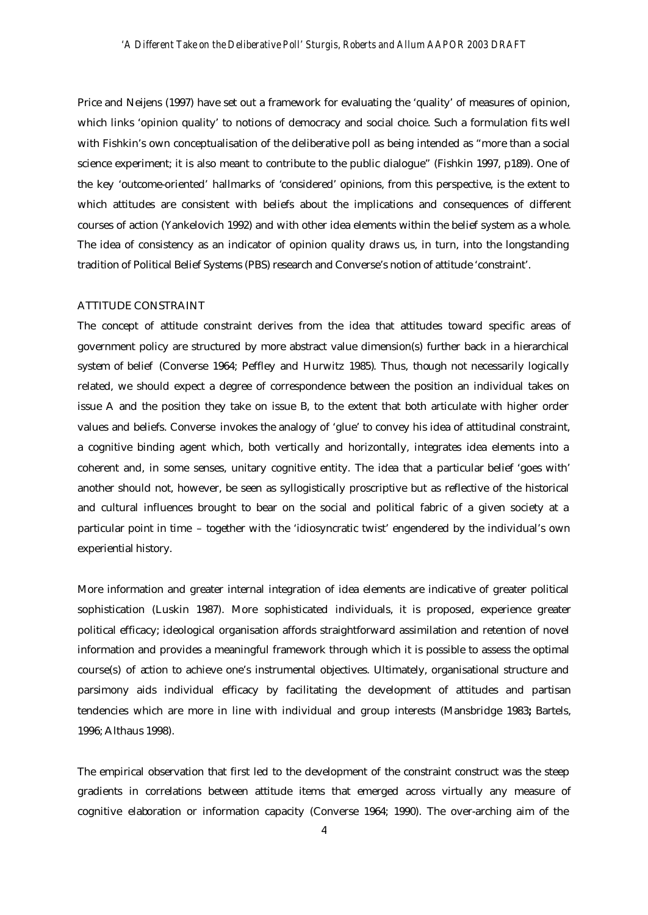Price and Neijens (1997) have set out a framework for evaluating the 'quality' of measures of opinion, which links 'opinion quality' to notions of democracy and social choice. Such a formulation fits well with Fishkin's own conceptualisation of the deliberative poll as being intended as "more than a social science experiment; it is also meant to contribute to the public dialogue" (Fishkin 1997, p189). One of the key 'outcome-oriented' hallmarks of 'considered' opinions, from this perspective, is the extent to which attitudes are consistent with beliefs about the implications and consequences of different courses of action (Yankelovich 1992) and with other idea elements within the belief system as a whole. The idea of consistency as an indicator of opinion quality draws us, in turn, into the longstanding tradition of Political Belief Systems (PBS) research and Converse's notion of attitude 'constraint'.

## ATTITUDE CONSTRAINT

The concept of attitude constraint derives from the idea that attitudes toward specific areas of government policy are structured by more abstract value dimension(s) further back in a hierarchical system of belief (Converse 1964; Peffley and Hurwitz 1985). Thus, though not necessarily logically related, we should expect a degree of correspondence between the position an individual takes on issue A and the position they take on issue B, to the extent that both articulate with higher order values and beliefs. Converse invokes the analogy of 'glue' to convey his idea of attitudinal constraint, a cognitive binding agent which, both vertically and horizontally, integrates idea elements into a coherent and, in some senses, unitary cognitive entity. The idea that a particular belief 'goes with' another should not, however, be seen as syllogistically proscriptive but as reflective of the historical and cultural influences brought to bear on the social and political fabric of a given society at a particular point in time – together with the 'idiosyncratic twist' engendered by the individual's own experiential history.

More information and greater internal integration of idea elements are indicative of greater political sophistication (Luskin 1987). More sophisticated individuals, it is proposed, experience greater political efficacy; ideological organisation affords straightforward assimilation and retention of novel information and provides a meaningful framework through which it is possible to assess the optimal course(s) of action to achieve one's instrumental objectives. Ultimately, organisational structure and parsimony aids individual efficacy by facilitating the development of attitudes and partisan tendencies which are more in line with individual and group interests (Mansbridge 1983**;** Bartels, 1996; Althaus 1998).

The empirical observation that first led to the development of the constraint construct was the steep gradients in correlations between attitude items that emerged across virtually any measure of cognitive elaboration or information capacity (Converse 1964; 1990). The over-arching aim of the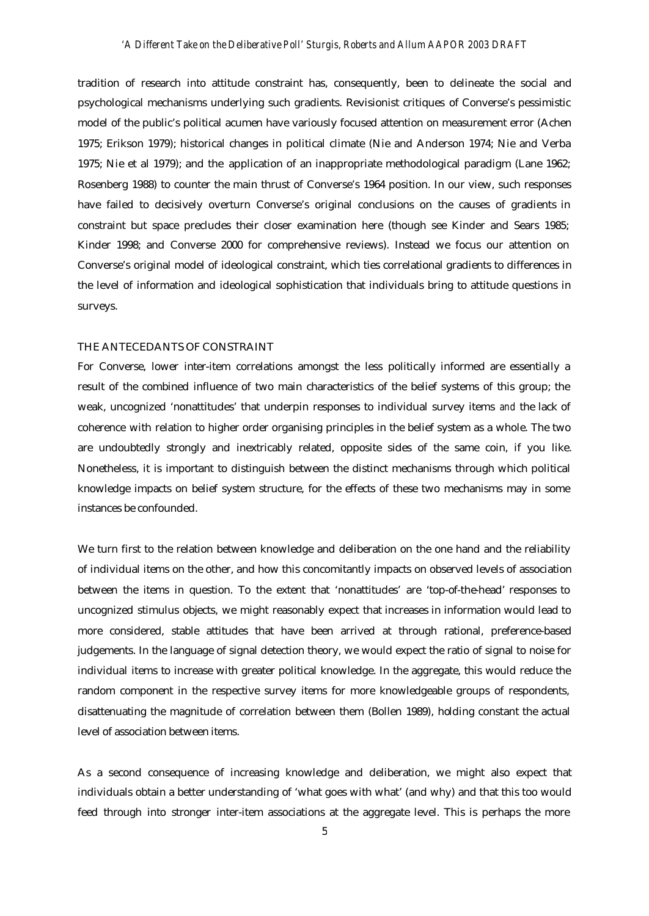tradition of research into attitude constraint has, consequently, been to delineate the social and psychological mechanisms underlying such gradients. Revisionist critiques of Converse's pessimistic model of the public's political acumen have variously focused attention on measurement error (Achen 1975; Erikson 1979); historical changes in political climate (Nie and Anderson 1974; Nie and Verba 1975; Nie et al 1979); and the application of an inappropriate methodological paradigm (Lane 1962; Rosenberg 1988) to counter the main thrust of Converse's 1964 position. In our view, such responses have failed to decisively overturn Converse's original conclusions on the causes of gradients in constraint but space precludes their closer examination here (though see Kinder and Sears 1985; Kinder 1998; and Converse 2000 for comprehensive reviews). Instead we focus our attention on Converse's original model of ideological constraint, which ties correlational gradients to differences in the level of information and ideological sophistication that individuals bring to attitude questions in surveys.

## THE ANTECEDANTS OF CONSTRAINT

For Converse, lower inter-item correlations amongst the less politically informed are essentially a result of the combined influence of two main characteristics of the belief systems of this group; the weak, uncognized 'nonattitudes' that underpin responses to individual survey items *and* the lack of coherence with relation to higher order organising principles in the belief system as a whole. The two are undoubtedly strongly and inextricably related, opposite sides of the same coin, if you like. Nonetheless, it is important to distinguish between the distinct mechanisms through which political knowledge impacts on belief system structure, for the effects of these two mechanisms may in some instances be confounded.

We turn first to the relation between knowledge and deliberation on the one hand and the reliability of individual items on the other, and how this concomitantly impacts on observed levels of association between the items in question. To the extent that 'nonattitudes' are 'top-of-the-head' responses to uncognized stimulus objects, we might reasonably expect that increases in information would lead to more considered, stable attitudes that have been arrived at through rational, preference-based judgements. In the language of signal detection theory, we would expect the ratio of signal to noise for individual items to increase with greater political knowledge. In the aggregate, this would reduce the random component in the respective survey items for more knowledgeable groups of respondents, disattenuating the magnitude of correlation between them (Bollen 1989), holding constant the actual level of association between items.

As a second consequence of increasing knowledge and deliberation, we might also expect that individuals obtain a better understanding of 'what goes with what' (and why) and that this too would feed through into stronger inter-item associations at the aggregate level. This is perhaps the more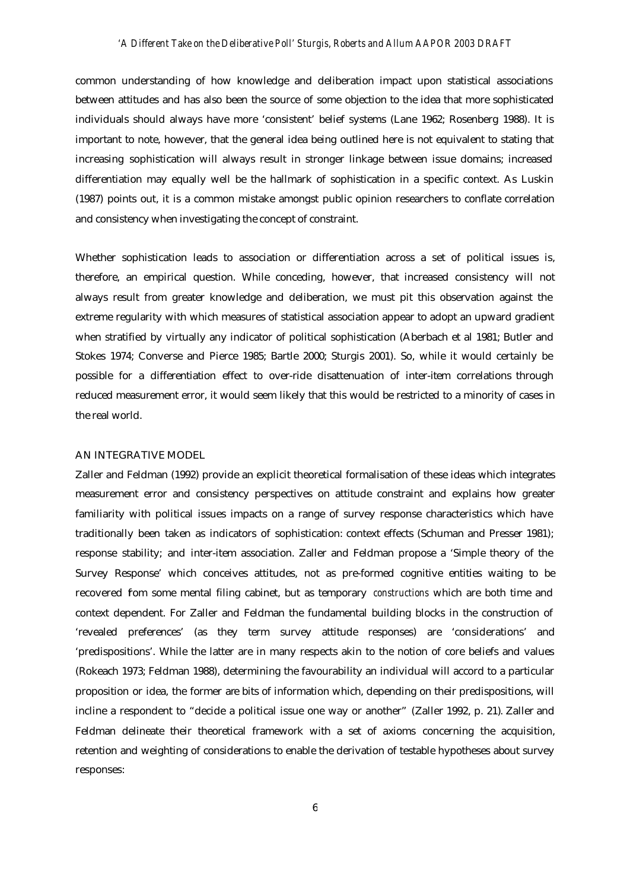common understanding of how knowledge and deliberation impact upon statistical associations between attitudes and has also been the source of some objection to the idea that more sophisticated individuals should always have more 'consistent' belief systems (Lane 1962; Rosenberg 1988). It is important to note, however, that the general idea being outlined here is not equivalent to stating that increasing sophistication will always result in stronger linkage between issue domains; increased differentiation may equally well be the hallmark of sophistication in a specific context. As Luskin (1987) points out, it is a common mistake amongst public opinion researchers to conflate correlation and consistency when investigating the concept of constraint.

Whether sophistication leads to association or differentiation across a set of political issues is, therefore, an empirical question. While conceding, however, that increased consistency will not always result from greater knowledge and deliberation, we must pit this observation against the extreme regularity with which measures of statistical association appear to adopt an upward gradient when stratified by virtually any indicator of political sophistication (Aberbach et al 1981; Butler and Stokes 1974; Converse and Pierce 1985; Bartle 2000; Sturgis 2001). So, while it would certainly be possible for a differentiation effect to over-ride disattenuation of inter-item correlations through reduced measurement error, it would seem likely that this would be restricted to a minority of cases in the real world.

## AN INTEGRATIVE MODEL

Zaller and Feldman (1992) provide an explicit theoretical formalisation of these ideas which integrates measurement error and consistency perspectives on attitude constraint and explains how greater familiarity with political issues impacts on a range of survey response characteristics which have traditionally been taken as indicators of sophistication: context effects (Schuman and Presser 1981); response stability; and inter-item association. Zaller and Feldman propose a 'Simple theory of the Survey Response' which conceives attitudes, not as pre-formed cognitive entities waiting to be recovered from some mental filing cabinet, but as temporary *constructions* which are both time and context dependent. For Zaller and Feldman the fundamental building blocks in the construction of 'revealed preferences' (as they term survey attitude responses) are 'considerations' and 'predispositions'. While the latter are in many respects akin to the notion of core beliefs and values (Rokeach 1973; Feldman 1988), determining the favourability an individual will accord to a particular proposition or idea, the former are bits of information which, depending on their predispositions, will incline a respondent to "decide a political issue one way or another" (Zaller 1992, p. 21). Zaller and Feldman delineate their theoretical framework with a set of axioms concerning the acquisition, retention and weighting of considerations to enable the derivation of testable hypotheses about survey responses: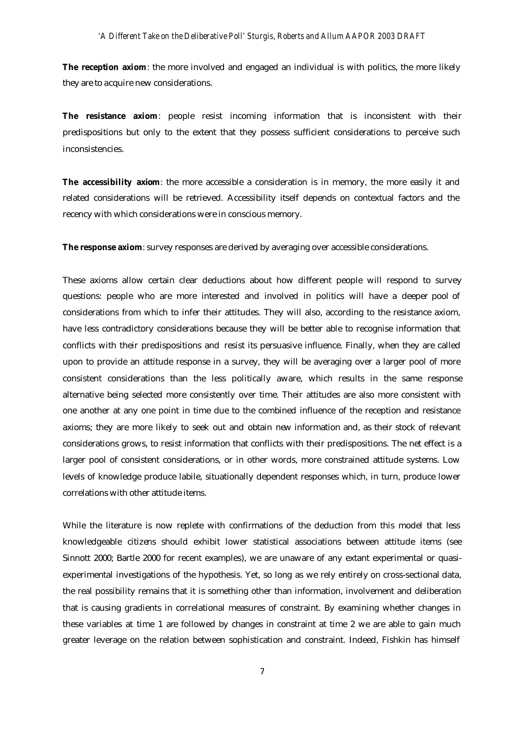**The reception axiom**: the more involved and engaged an individual is with politics, the more likely they are to acquire new considerations.

**The resistance axiom**: people resist incoming information that is inconsistent with their predispositions but only to the extent that they possess sufficient considerations to perceive such inconsistencies.

**The accessibility axiom**: the more accessible a consideration is in memory, the more easily it and related considerations will be retrieved. Accessibility itself depends on contextual factors and the recency with which considerations were in conscious memory.

**The response axiom**: survey responses are derived by averaging over accessible considerations.

These axioms allow certain clear deductions about how different people will respond to survey questions: people who are more interested and involved in politics will have a deeper pool of considerations from which to infer their attitudes. They will also, according to the resistance axiom, have less contradictory considerations because they will be better able to recognise information that conflicts with their predispositions and resist its persuasive influence. Finally, when they are called upon to provide an attitude response in a survey, they will be averaging over a larger pool of more consistent considerations than the less politically aware, which results in the same response alternative being selected more consistently over time. Their attitudes are also more consistent with one another at any one point in time due to the combined influence of the reception and resistance axioms; they are more likely to seek out and obtain new information and, as their stock of relevant considerations grows, to resist information that conflicts with their predispositions. The net effect is a larger pool of consistent considerations, or in other words, more constrained attitude systems. Low levels of knowledge produce labile, situationally dependent responses which, in turn, produce lower correlations with other attitude items.

While the literature is now replete with confirmations of the deduction from this model that less knowledgeable citizens should exhibit lower statistical associations between attitude items (see Sinnott 2000; Bartle 2000 for recent examples), we are unaware of any extant experimental or quasi-experimental investigations of the hypothesis. Yet, so long as we rely entirely on cross-sectional data, the real possibility remains that it is something other than information, involvement and deliberation that is causing gradients in correlational measures of constraint. By examining whether changes in these variables at time 1 are followed by changes in constraint at time 2 we are able to gain much greater leverage on the relation between sophistication and constraint. Indeed, Fishkin has himself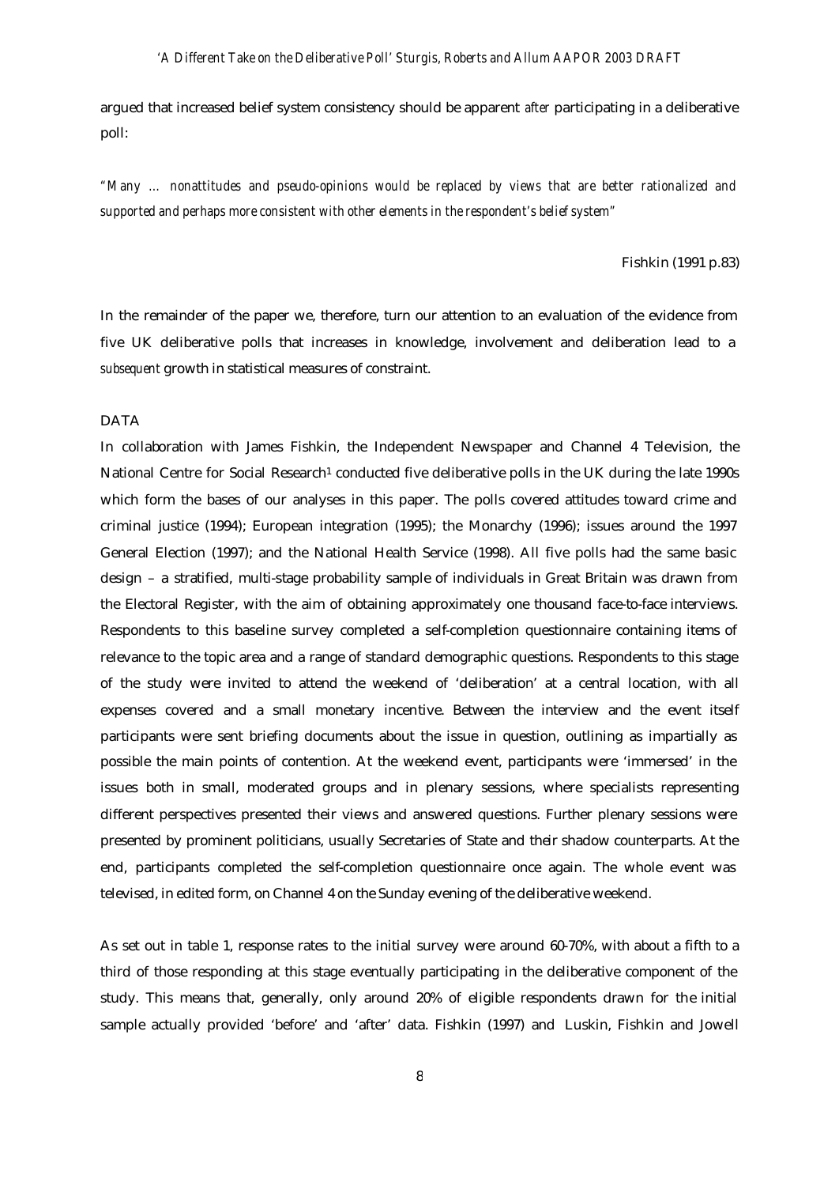argued that increased belief system consistency should be apparent *after* participating in a deliberative poll:

*"Many … nonattitudes and pseudo-opinions would be replaced by views that are better rationalized and supported and perhaps more consistent with other elements in the respondent's belief system"*

Fishkin (1991 p.83)

In the remainder of the paper we, therefore, turn our attention to an evaluation of the evidence from five UK deliberative polls that increases in knowledge, involvement and deliberation lead to a *subsequent* growth in statistical measures of constraint.

## DATA

In collaboration with James Fishkin, the Independent Newspaper and Channel 4 Television, the National Centre for Social Research[1] conducted five deliberative polls in the UK during the late 1990s which form the bases of our analyses in this paper. The polls covered attitudes toward crime and criminal justice (1994); European integration (1995); the Monarchy (1996); issues around the 1997 General Election (1997); and the National Health Service (1998). All five polls had the same basic design – a stratified, multi-stage probability sample of individuals in Great Britain was drawn from the Electoral Register, with the aim of obtaining approximately one thousand face-to-face interviews. Respondents to this baseline survey completed a self-completion questionnaire containing items of relevance to the topic area and a range of standard demographic questions. Respondents to this stage of the study were invited to attend the weekend of 'deliberation' at a central location, with all expenses covered and a small monetary incentive. Between the interview and the event itself participants were sent briefing documents about the issue in question, outlining as impartially as possible the main points of contention. At the weekend event, participants were 'immersed' in the issues both in small, moderated groups and in plenary sessions, where specialists representing different perspectives presented their views and answered questions. Further plenary sessions were presented by prominent politicians, usually Secretaries of State and their shadow counterparts. At the end, participants completed the self-completion questionnaire once again. The whole event was televised, in edited form, on Channel 4 on the Sunday evening of the deliberative weekend.

As set out in table 1, response rates to the initial survey were around 60-70%, with about a fifth to a third of those responding at this stage eventually participating in the deliberative component of the study. This means that, generally, only around 20% of eligible respondents drawn for the initial sample actually provided 'before' and 'after' data. Fishkin (1997) and Luskin, Fishkin and Jowell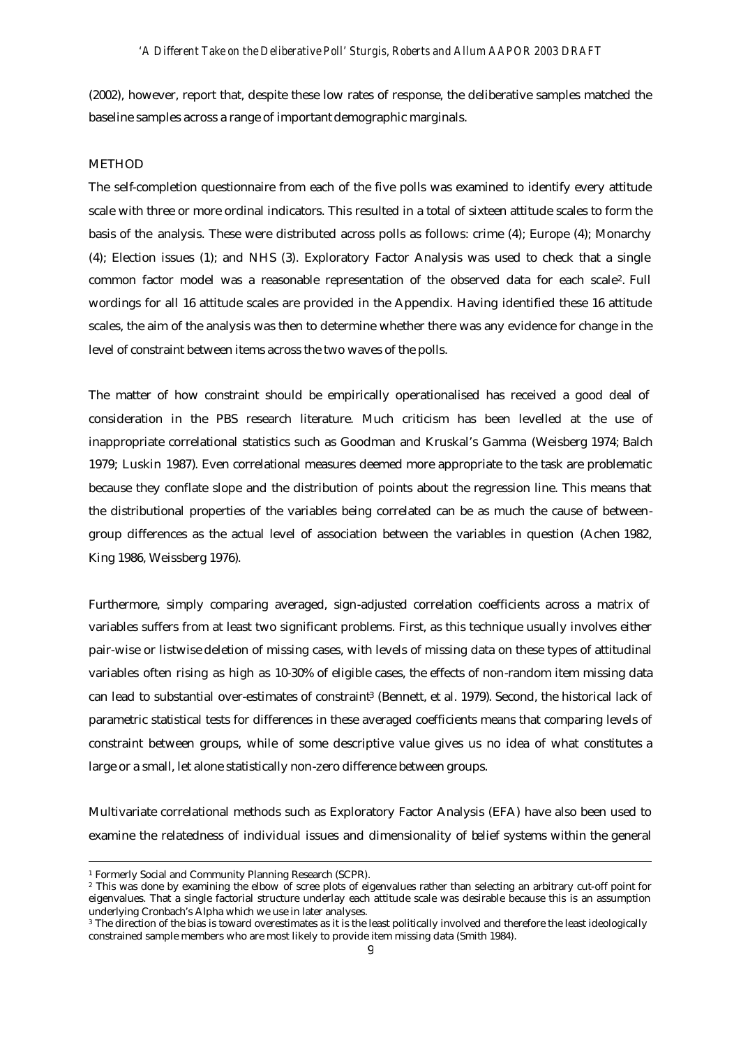(2002), however, report that, despite these low rates of response, the deliberative samples matched the baseline samples across a range of important demographic marginals.

## METHOD

The self-completion questionnaire from each of the five polls was examined to identify every attitude scale with three or more ordinal indicators. This resulted in a total of sixteen attitude scales to form the basis of the analysis. These were distributed across polls as follows: crime (4); Europe (4); Monarchy (4); Election issues (1); and NHS (3). Exploratory Factor Analysis was used to check that a single common factor model was a reasonable representation of the observed data for each scale[2]. Full wordings for all 16 attitude scales are provided in the Appendix. Having identified these 16 attitude scales, the aim of the analysis was then to determine whether there was any evidence for change in the level of constraint between items across the two waves of the polls.

The matter of how constraint should be empirically operationalised has received a good deal of consideration in the PBS research literature. Much criticism has been levelled at the use of inappropriate correlational statistics such as Goodman and Kruskal's Gamma (Weisberg 1974; Balch 1979; Luskin 1987). Even correlational measures deemed more appropriate to the task are problematic because they conflate slope and the distribution of points about the regression line. This means that the distributional properties of the variables being correlated can be as much the cause of between-group differences as the actual level of association between the variables in question (Achen 1982, King 1986, Weissberg 1976).

Furthermore, simply comparing averaged, sign-adjusted correlation coefficients across a matrix of variables suffers from at least two significant problems. First, as this technique usually involves either pair-wise or listwise deletion of missing cases, with levels of missing data on these types of attitudinal variables often rising as high as 10-30% of eligible cases, the effects of non-random item missing data can lead to substantial over-estimates of constraint[3] (Bennett, et al. 1979). Second, the historical lack of parametric statistical tests for differences in these averaged coefficients means that comparing levels of constraint between groups, while of some descriptive value gives us no idea of what constitutes a large or a small, let alone statistically non-zero difference between groups.

Multivariate correlational methods such as Exploratory Factor Analysis (EFA) have also been used to examine the relatedness of individual issues and dimensionality of belief systems within the general

---

[1] Formerly Social and Community Planning Research (SCPR).

[2] This was done by examining the elbow of scree plots of eigenvalues rather than selecting an arbitrary cut-off point for eigenvalues. That a single factorial structure underlay each attitude scale was desirable because this is an assumption underlying Cronbach's Alpha which we use in later analyses.

[3] The direction of the bias is toward overestimates as it is the least politically involved and therefore the least ideologically constrained sample members who are most likely to provide item missing data (Smith 1984).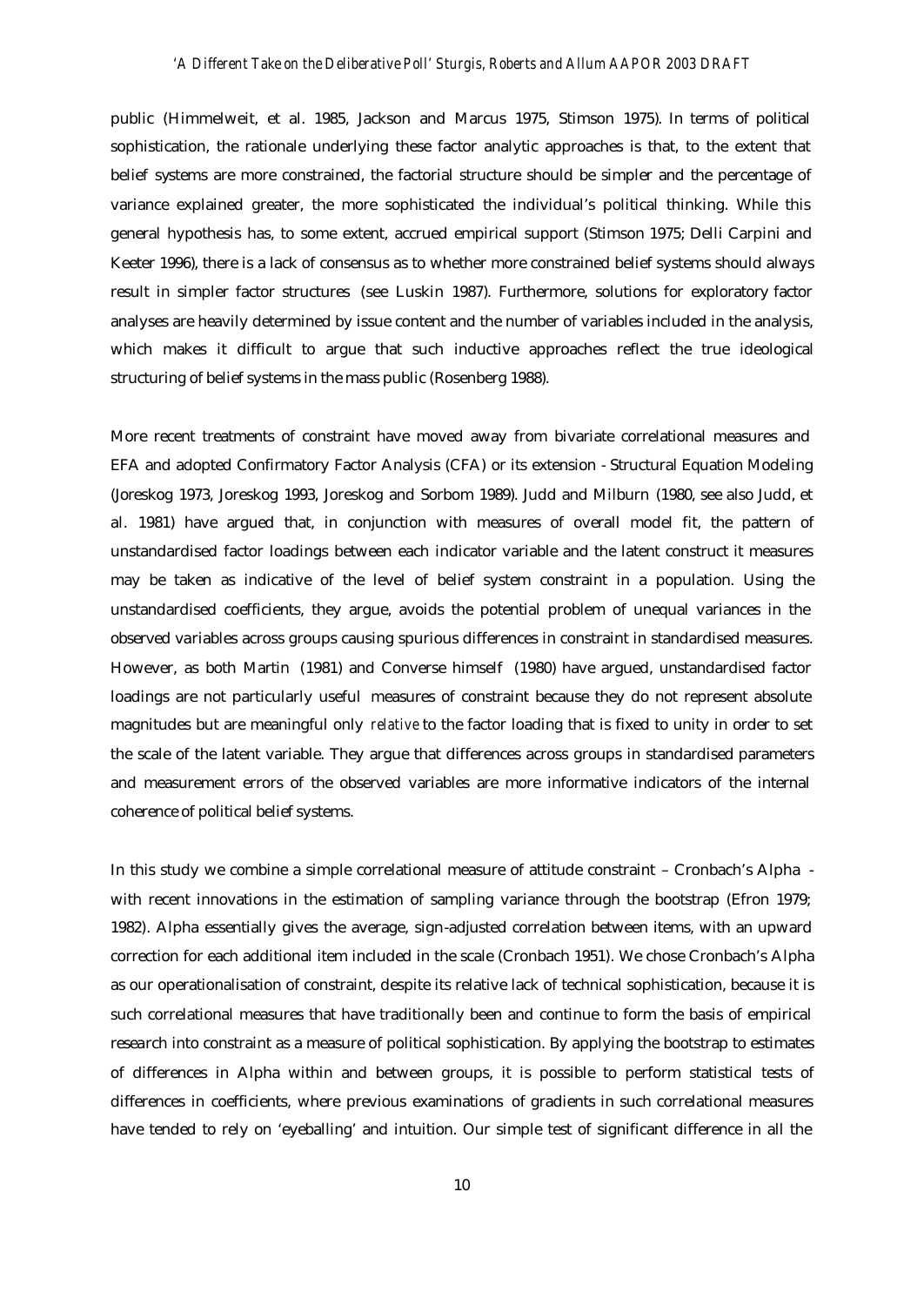public (Himmelweit, et al. 1985, Jackson and Marcus 1975, Stimson 1975). In terms of political sophistication, the rationale underlying these factor analytic approaches is that, to the extent that belief systems are more constrained, the factorial structure should be simpler and the percentage of variance explained greater, the more sophisticated the individual's political thinking. While this general hypothesis has, to some extent, accrued empirical support (Stimson 1975; Delli Carpini and Keeter 1996), there is a lack of consensus as to whether more constrained belief systems should always result in simpler factor structures (see Luskin 1987). Furthermore, solutions for exploratory factor analyses are heavily determined by issue content and the number of variables included in the analysis, which makes it difficult to argue that such inductive approaches reflect the true ideological structuring of belief systems in the mass public (Rosenberg 1988).

More recent treatments of constraint have moved away from bivariate correlational measures and EFA and adopted Confirmatory Factor Analysis (CFA) or its extension - Structural Equation Modeling (Joreskog 1973, Joreskog 1993, Joreskog and Sorbom 1989). Judd and Milburn (1980, see also Judd, et al. 1981) have argued that, in conjunction with measures of overall model fit, the pattern of unstandardised factor loadings between each indicator variable and the latent construct it measures may be taken as indicative of the level of belief system constraint in a population. Using the unstandardised coefficients, they argue, avoids the potential problem of unequal variances in the observed variables across groups causing spurious differences in constraint in standardised measures. However, as both Martin (1981) and Converse himself (1980) have argued, unstandardised factor loadings are not particularly useful measures of constraint because they do not represent absolute magnitudes but are meaningful only *relative* to the factor loading that is fixed to unity in order to set the scale of the latent variable. They argue that differences across groups in standardised parameters and measurement errors of the observed variables are more informative indicators of the internal coherence of political belief systems.

In this study we combine a simple correlational measure of attitude constraint – Cronbach's Alpha - with recent innovations in the estimation of sampling variance through the bootstrap (Efron 1979; 1982). Alpha essentially gives the average, sign-adjusted correlation between items, with an upward correction for each additional item included in the scale (Cronbach 1951). We chose Cronbach's Alpha as our operationalisation of constraint, despite its relative lack of technical sophistication, because it is such correlational measures that have traditionally been and continue to form the basis of empirical research into constraint as a measure of political sophistication. By applying the bootstrap to estimates of differences in Alpha within and between groups, it is possible to perform statistical tests of differences in coefficients, where previous examinations of gradients in such correlational measures have tended to rely on 'eyeballing' and intuition. Our simple test of significant difference in all the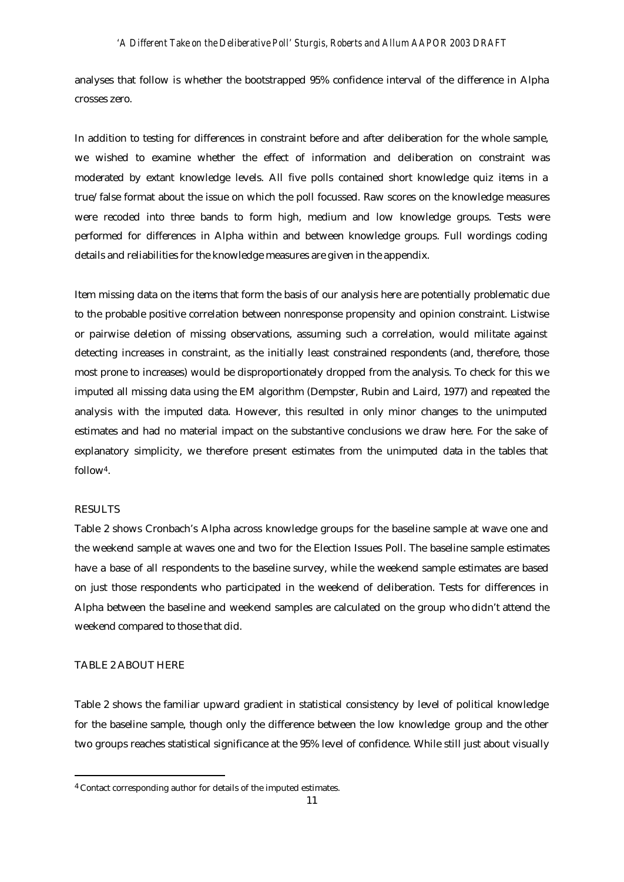analyses that follow is whether the bootstrapped 95% confidence interval of the difference in Alpha crosses zero.

In addition to testing for differences in constraint before and after deliberation for the whole sample, we wished to examine whether the effect of information and deliberation on constraint was moderated by extant knowledge levels. All five polls contained short knowledge quiz items in a true/false format about the issue on which the poll focussed. Raw scores on the knowledge measures were recoded into three bands to form high, medium and low knowledge groups. Tests were performed for differences in Alpha within and between knowledge groups. Full wordings coding details and reliabilities for the knowledge measures are given in the appendix.

Item missing data on the items that form the basis of our analysis here are potentially problematic due to the probable positive correlation between nonresponse propensity and opinion constraint. Listwise or pairwise deletion of missing observations, assuming such a correlation, would militate against detecting increases in constraint, as the initially least constrained respondents (and, therefore, those most prone to increases) would be disproportionately dropped from the analysis. To check for this we imputed all missing data using the EM algorithm (Dempster, Rubin and Laird, 1977) and repeated the analysis with the imputed data. However, this resulted in only minor changes to the unimputed estimates and had no material impact on the substantive conclusions we draw here. For the sake of explanatory simplicity, we therefore present estimates from the unimputed data in the tables that follow[4].

RESULTS

Table 2 shows Cronbach's Alpha across knowledge groups for the baseline sample at wave one and the weekend sample at waves one and two for the Election Issues Poll. The baseline sample estimates have a base of all respondents to the baseline survey, while the weekend sample estimates are based on just those respondents who participated in the weekend of deliberation. Tests for differences in Alpha between the baseline and weekend samples are calculated on the group who didn't attend the weekend compared to those that did.

TABLE 2 ABOUT HERE

Table 2 shows the familiar upward gradient in statistical consistency by level of political knowledge for the baseline sample, though only the difference between the low knowledge group and the other two groups reaches statistical significance at the 95% level of confidence. While still just about visually

[4] Contact corresponding author for details of the imputed estimates.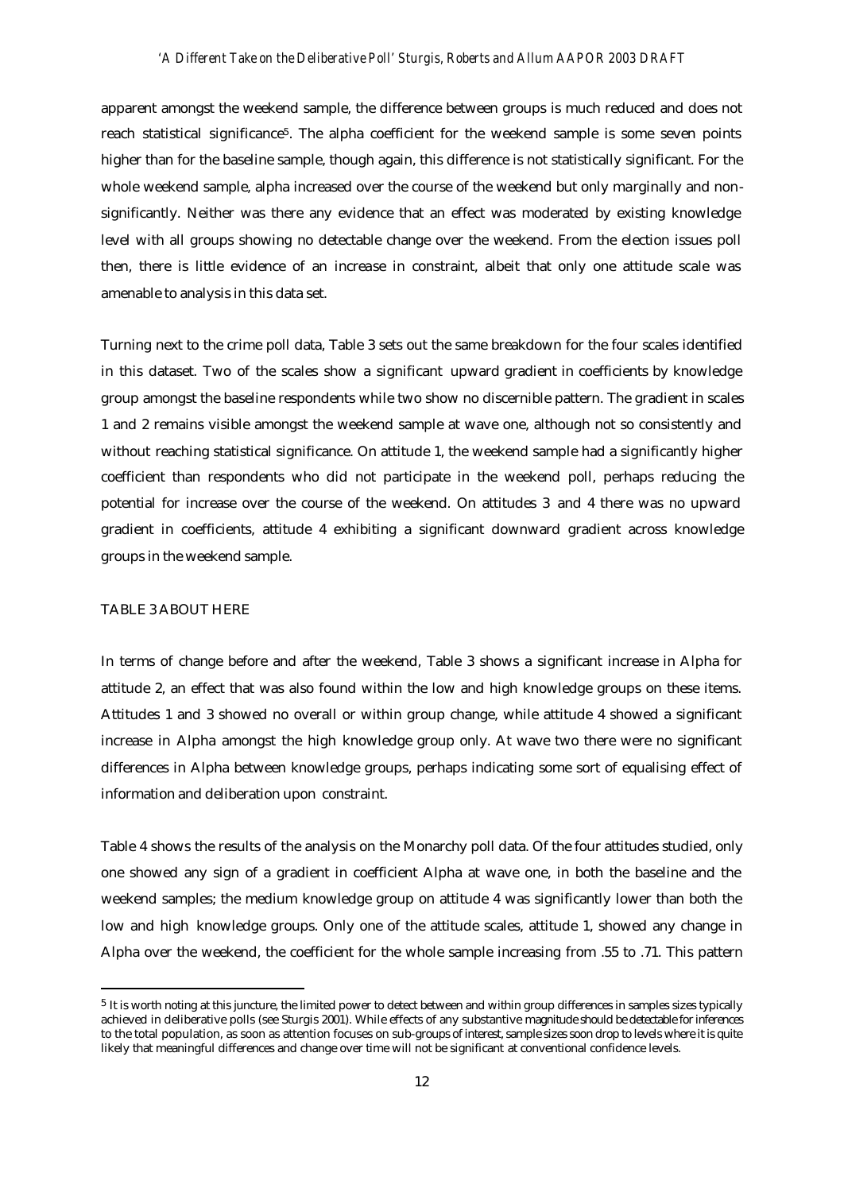apparent amongst the weekend sample, the difference between groups is much reduced and does not reach statistical significance[5]. The alpha coefficient for the weekend sample is some seven points higher than for the baseline sample, though again, this difference is not statistically significant. For the whole weekend sample, alpha increased over the course of the weekend but only marginally and non-significantly. Neither was there any evidence that an effect was moderated by existing knowledge level with all groups showing no detectable change over the weekend. From the election issues poll then, there is little evidence of an increase in constraint, albeit that only one attitude scale was amenable to analysis in this data set.

Turning next to the crime poll data, Table 3 sets out the same breakdown for the four scales identified in this dataset. Two of the scales show a significant upward gradient in coefficients by knowledge group amongst the baseline respondents while two show no discernible pattern. The gradient in scales 1 and 2 remains visible amongst the weekend sample at wave one, although not so consistently and without reaching statistical significance. On attitude 1, the weekend sample had a significantly higher coefficient than respondents who did not participate in the weekend poll, perhaps reducing the potential for increase over the course of the weekend. On attitudes 3 and 4 there was no upward gradient in coefficients, attitude 4 exhibiting a significant downward gradient across knowledge groups in the weekend sample.

TABLE 3 ABOUT HERE

In terms of change before and after the weekend, Table 3 shows a significant increase in Alpha for attitude 2, an effect that was also found within the low and high knowledge groups on these items. Attitudes 1 and 3 showed no overall or within group change, while attitude 4 showed a significant increase in Alpha amongst the high knowledge group only. At wave two there were no significant differences in Alpha between knowledge groups, perhaps indicating some sort of equalising effect of information and deliberation upon constraint.

Table 4 shows the results of the analysis on the Monarchy poll data. Of the four attitudes studied, only one showed any sign of a gradient in coefficient Alpha at wave one, in both the baseline and the weekend samples; the medium knowledge group on attitude 4 was significantly lower than both the low and high knowledge groups. Only one of the attitude scales, attitude 1, showed any change in Alpha over the weekend, the coefficient for the whole sample increasing from .55 to .71. This pattern

[5] It is worth noting at this juncture, the limited power to detect between and within group differences in samples sizes typically achieved in deliberative polls (see Sturgis 2001). While effects of any substantive magnitude should be detectable for inferences to the total population, as soon as attention focuses on sub-groups of interest, sample sizes soon drop to levels where it is quite likely that meaningful differences and change over time will not be significant at conventional confidence levels.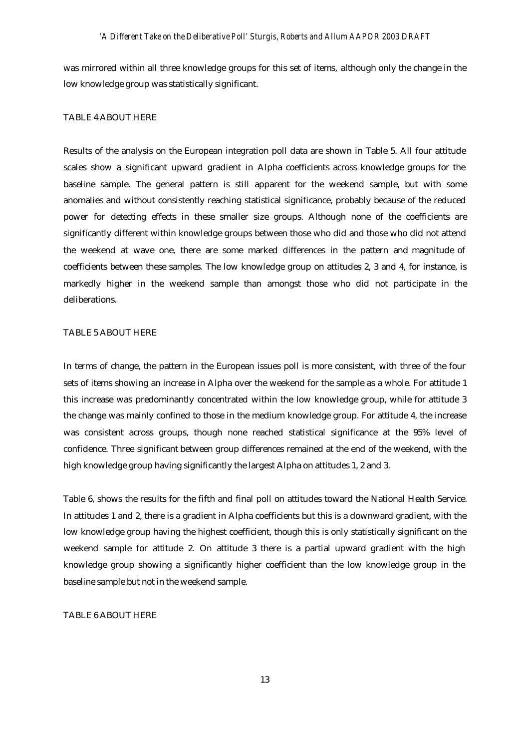was mirrored within all three knowledge groups for this set of items, although only the change in the low knowledge group was statistically significant.

TABLE 4 ABOUT HERE

Results of the analysis on the European integration poll data are shown in Table 5. All four attitude scales show a significant upward gradient in Alpha coefficients across knowledge groups for the baseline sample. The general pattern is still apparent for the weekend sample, but with some anomalies and without consistently reaching statistical significance, probably because of the reduced power for detecting effects in these smaller size groups. Although none of the coefficients are significantly different within knowledge groups between those who did and those who did not attend the weekend at wave one, there are some marked differences in the pattern and magnitude of coefficients between these samples. The low knowledge group on attitudes 2, 3 and 4, for instance, is markedly higher in the weekend sample than amongst those who did not participate in the deliberations.

TABLE 5 ABOUT HERE

In terms of change, the pattern in the European issues poll is more consistent, with three of the four sets of items showing an increase in Alpha over the weekend for the sample as a whole. For attitude 1 this increase was predominantly concentrated within the low knowledge group, while for attitude 3 the change was mainly confined to those in the medium knowledge group. For attitude 4, the increase was consistent across groups, though none reached statistical significance at the 95% level of confidence. Three significant between group differences remained at the end of the weekend, with the high knowledge group having significantly the largest Alpha on attitudes 1, 2 and 3.

Table 6, shows the results for the fifth and final poll on attitudes toward the National Health Service. In attitudes 1 and 2, there is a gradient in Alpha coefficients but this is a downward gradient, with the low knowledge group having the highest coefficient, though this is only statistically significant on the weekend sample for attitude 2. On attitude 3 there is a partial upward gradient with the high knowledge group showing a significantly higher coefficient than the low knowledge group in the baseline sample but not in the weekend sample.

TABLE 6 ABOUT HERE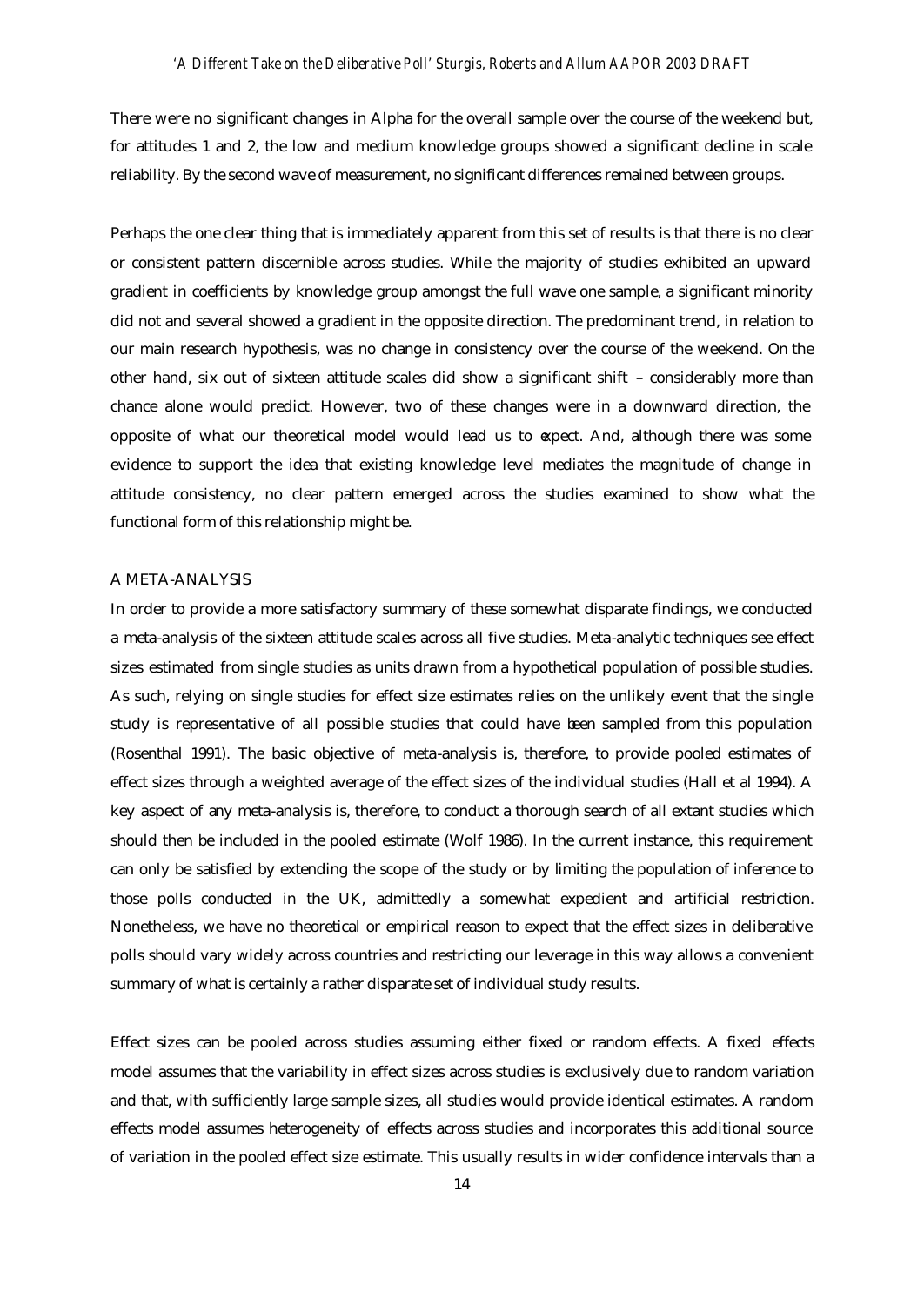There were no significant changes in Alpha for the overall sample over the course of the weekend but, for attitudes 1 and 2, the low and medium knowledge groups showed a significant decline in scale reliability. By the second wave of measurement, no significant differences remained between groups.

Perhaps the one clear thing that is immediately apparent from this set of results is that there is no clear or consistent pattern discernible across studies. While the majority of studies exhibited an upward gradient in coefficients by knowledge group amongst the full wave one sample, a significant minority did not and several showed a gradient in the opposite direction. The predominant trend, in relation to our main research hypothesis, was no change in consistency over the course of the weekend. On the other hand, six out of sixteen attitude scales did show a significant shift – considerably more than chance alone would predict. However, two of these changes were in a downward direction, the opposite of what our theoretical model would lead us to expect. And, although there was some evidence to support the idea that existing knowledge level mediates the magnitude of change in attitude consistency, no clear pattern emerged across the studies examined to show what the functional form of this relationship might be.

## A META-ANALYSIS

In order to provide a more satisfactory summary of these somewhat disparate findings, we conducted a meta-analysis of the sixteen attitude scales across all five studies. Meta-analytic techniques see effect sizes estimated from single studies as units drawn from a hypothetical population of possible studies. As such, relying on single studies for effect size estimates relies on the unlikely event that the single study is representative of all possible studies that could have been sampled from this population (Rosenthal 1991). The basic objective of meta-analysis is, therefore, to provide pooled estimates of effect sizes through a weighted average of the effect sizes of the individual studies (Hall et al 1994). A key aspect of any meta-analysis is, therefore, to conduct a thorough search of all extant studies which should then be included in the pooled estimate (Wolf 1986). In the current instance, this requirement can only be satisfied by extending the scope of the study or by limiting the population of inference to those polls conducted in the UK, admittedly a somewhat expedient and artificial restriction. Nonetheless, we have no theoretical or empirical reason to expect that the effect sizes in deliberative polls should vary widely across countries and restricting our leverage in this way allows a convenient summary of what is certainly a rather disparate set of individual study results.

Effect sizes can be pooled across studies assuming either fixed or random effects. A fixed effects model assumes that the variability in effect sizes across studies is exclusively due to random variation and that, with sufficiently large sample sizes, all studies would provide identical estimates. A random effects model assumes heterogeneity of effects across studies and incorporates this additional source of variation in the pooled effect size estimate. This usually results in wider confidence intervals than a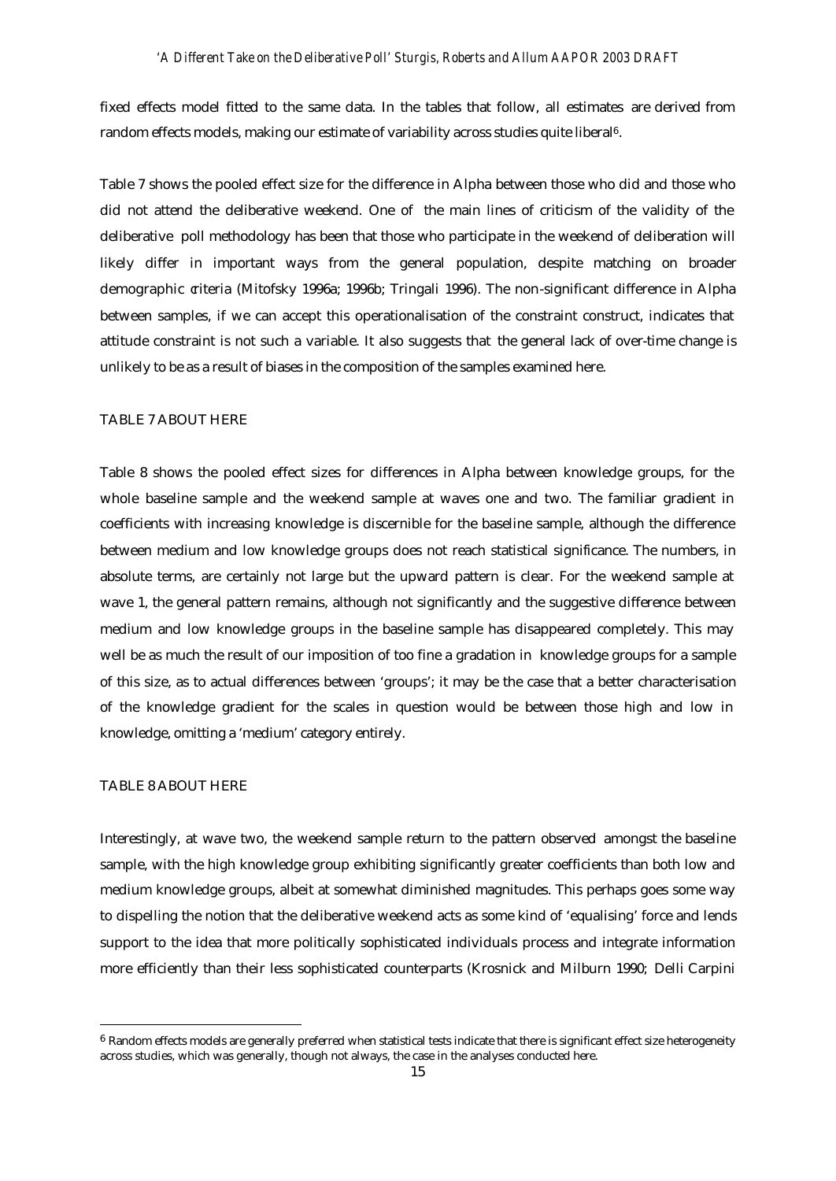fixed effects model fitted to the same data. In the tables that follow, all estimates are derived from random effects models, making our estimate of variability across studies quite liberal[6].

Table 7 shows the pooled effect size for the difference in Alpha between those who did and those who did not attend the deliberative weekend. One of the main lines of criticism of the validity of the deliberative poll methodology has been that those who participate in the weekend of deliberation will likely differ in important ways from the general population, despite matching on broader demographic criteria (Mitofsky 1996a; 1996b; Tringali 1996). The non-significant difference in Alpha between samples, if we can accept this operationalisation of the constraint construct, indicates that attitude constraint is not such a variable. It also suggests that the general lack of over-time change is unlikely to be as a result of biases in the composition of the samples examined here.

TABLE 7 ABOUT HERE

Table 8 shows the pooled effect sizes for differences in Alpha between knowledge groups, for the whole baseline sample and the weekend sample at waves one and two. The familiar gradient in coefficients with increasing knowledge is discernible for the baseline sample, although the difference between medium and low knowledge groups does not reach statistical significance. The numbers, in absolute terms, are certainly not large but the upward pattern is clear. For the weekend sample at wave 1, the general pattern remains, although not significantly and the suggestive difference between medium and low knowledge groups in the baseline sample has disappeared completely. This may well be as much the result of our imposition of too fine a gradation in knowledge groups for a sample of this size, as to actual differences between 'groups'; it may be the case that a better characterisation of the knowledge gradient for the scales in question would be between those high and low in knowledge, omitting a 'medium' category entirely.

TABLE 8 ABOUT HERE

Interestingly, at wave two, the weekend sample return to the pattern observed amongst the baseline sample, with the high knowledge group exhibiting significantly greater coefficients than both low and medium knowledge groups, albeit at somewhat diminished magnitudes. This perhaps goes some way to dispelling the notion that the deliberative weekend acts as some kind of 'equalising' force and lends support to the idea that more politically sophisticated individuals process and integrate information more efficiently than their less sophisticated counterparts (Krosnick and Milburn 1990; Delli Carpini

---

[6] Random effects models are generally preferred when statistical tests indicate that there is significant effect size heterogeneity across studies, which was generally, though not always, the case in the analyses conducted here.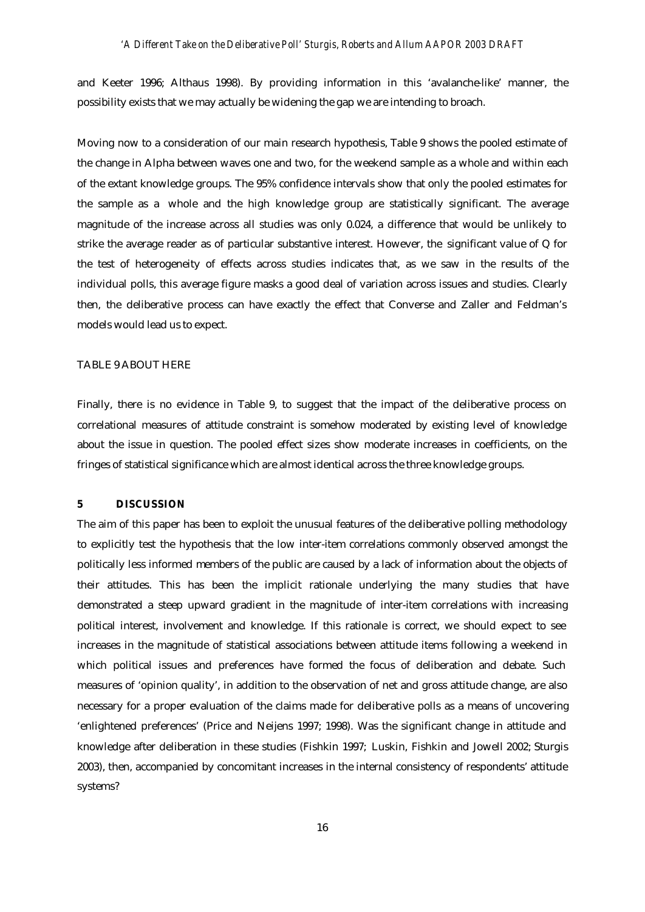and Keeter 1996; Althaus 1998). By providing information in this 'avalanche-like' manner, the possibility exists that we may actually be widening the gap we are intending to broach.

Moving now to a consideration of our main research hypothesis, Table 9 shows the pooled estimate of the change in Alpha between waves one and two, for the weekend sample as a whole and within each of the extant knowledge groups. The 95% confidence intervals show that only the pooled estimates for the sample as a whole and the high knowledge group are statistically significant. The average magnitude of the increase across all studies was only 0.024, a difference that would be unlikely to strike the average reader as of particular substantive interest. However, the significant value of Q for the test of heterogeneity of effects across studies indicates that, as we saw in the results of the individual polls, this average figure masks a good deal of variation across issues and studies. Clearly then, the deliberative process can have exactly the effect that Converse and Zaller and Feldman's models would lead us to expect.

TABLE 9 ABOUT HERE

Finally, there is no evidence in Table 9, to suggest that the impact of the deliberative process on correlational measures of attitude constraint is somehow moderated by existing level of knowledge about the issue in question. The pooled effect sizes show moderate increases in coefficients, on the fringes of statistical significance which are almost identical across the three knowledge groups.

## 5 DISCUSSION

The aim of this paper has been to exploit the unusual features of the deliberative polling methodology to explicitly test the hypothesis that the low inter-item correlations commonly observed amongst the politically less informed members of the public are caused by a lack of information about the objects of their attitudes. This has been the implicit rationale underlying the many studies that have demonstrated a steep upward gradient in the magnitude of inter-item correlations with increasing political interest, involvement and knowledge. If this rationale is correct, we should expect to see increases in the magnitude of statistical associations between attitude items following a weekend in which political issues and preferences have formed the focus of deliberation and debate. Such measures of 'opinion quality', in addition to the observation of net and gross attitude change, are also necessary for a proper evaluation of the claims made for deliberative polls as a means of uncovering 'enlightened preferences' (Price and Neijens 1997; 1998). Was the significant change in attitude and knowledge after deliberation in these studies (Fishkin 1997; Luskin, Fishkin and Jowell 2002; Sturgis 2003), then, accompanied by concomitant increases in the internal consistency of respondents' attitude systems?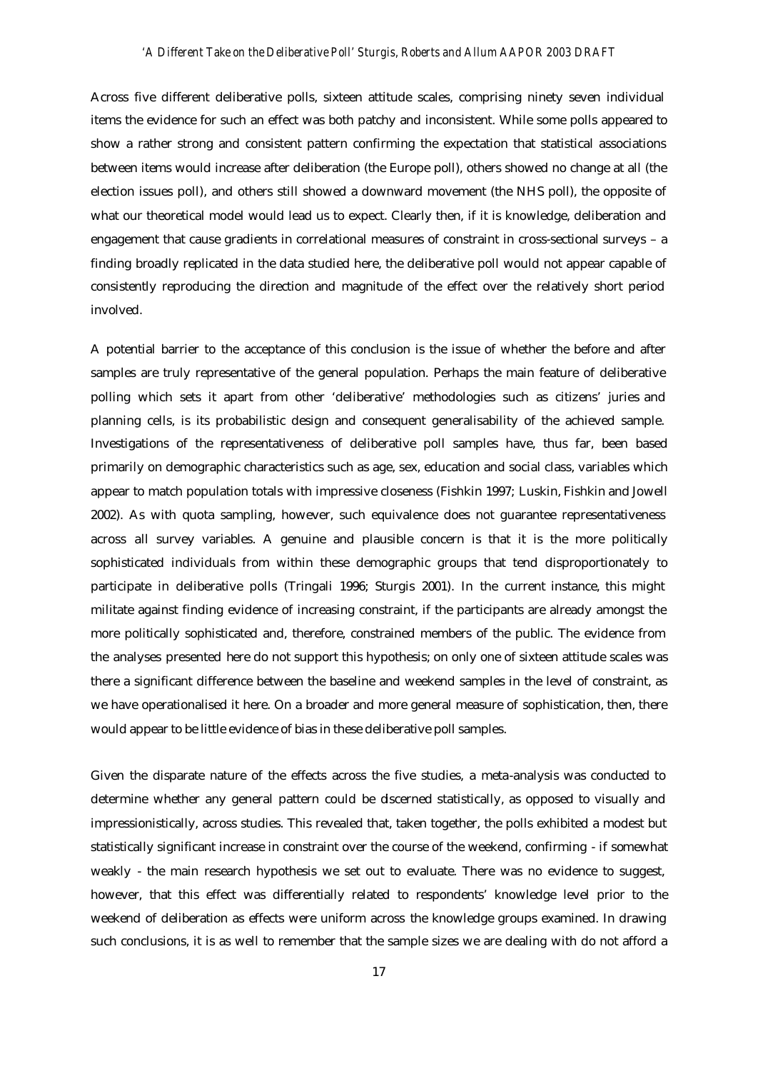Across five different deliberative polls, sixteen attitude scales, comprising ninety seven individual items the evidence for such an effect was both patchy and inconsistent. While some polls appeared to show a rather strong and consistent pattern confirming the expectation that statistical associations between items would increase after deliberation (the Europe poll), others showed no change at all (the election issues poll), and others still showed a downward movement (the NHS poll), the opposite of what our theoretical model would lead us to expect. Clearly then, if it is knowledge, deliberation and engagement that cause gradients in correlational measures of constraint in cross-sectional surveys – a finding broadly replicated in the data studied here, the deliberative poll would not appear capable of consistently reproducing the direction and magnitude of the effect over the relatively short period involved.

A potential barrier to the acceptance of this conclusion is the issue of whether the before and after samples are truly representative of the general population. Perhaps the main feature of deliberative polling which sets it apart from other 'deliberative' methodologies such as citizens' juries and planning cells, is its probabilistic design and consequent generalisability of the achieved sample. Investigations of the representativeness of deliberative poll samples have, thus far, been based primarily on demographic characteristics such as age, sex, education and social class, variables which appear to match population totals with impressive closeness (Fishkin 1997; Luskin, Fishkin and Jowell 2002). As with quota sampling, however, such equivalence does not guarantee representativeness across all survey variables. A genuine and plausible concern is that it is the more politically sophisticated individuals from within these demographic groups that tend disproportionately to participate in deliberative polls (Tringali 1996; Sturgis 2001). In the current instance, this might militate against finding evidence of increasing constraint, if the participants are already amongst the more politically sophisticated and, therefore, constrained members of the public. The evidence from the analyses presented here do not support this hypothesis; on only one of sixteen attitude scales was there a significant difference between the baseline and weekend samples in the level of constraint, as we have operationalised it here. On a broader and more general measure of sophistication, then, there would appear to be little evidence of bias in these deliberative poll samples.

Given the disparate nature of the effects across the five studies, a meta-analysis was conducted to determine whether any general pattern could be discerned statistically, as opposed to visually and impressionistically, across studies. This revealed that, taken together, the polls exhibited a modest but statistically significant increase in constraint over the course of the weekend, confirming - if somewhat weakly - the main research hypothesis we set out to evaluate. There was no evidence to suggest, however, that this effect was differentially related to respondents' knowledge level prior to the weekend of deliberation as effects were uniform across the knowledge groups examined. In drawing such conclusions, it is as well to remember that the sample sizes we are dealing with do not afford a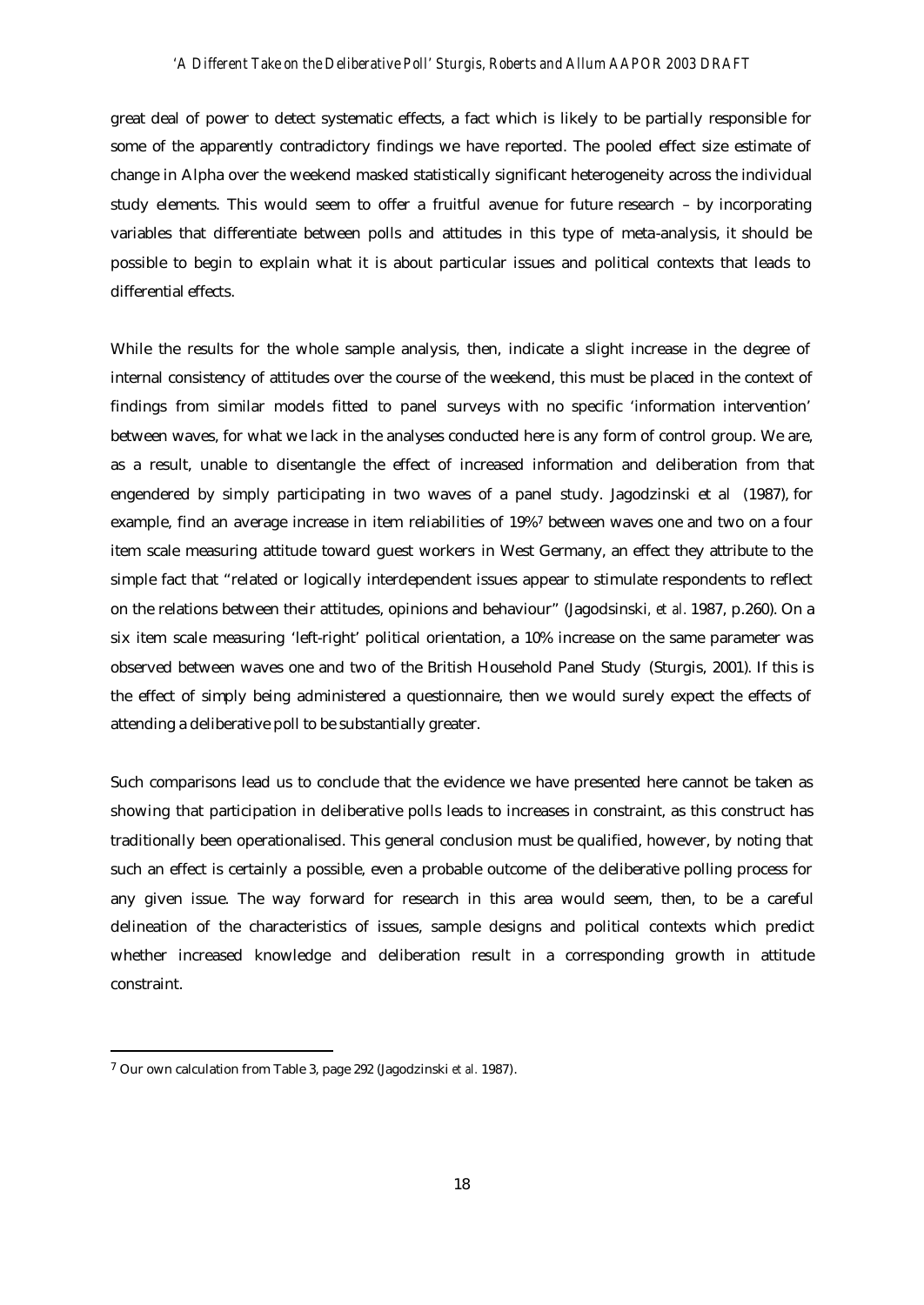great deal of power to detect systematic effects, a fact which is likely to be partially responsible for some of the apparently contradictory findings we have reported. The pooled effect size estimate of change in Alpha over the weekend masked statistically significant heterogeneity across the individual study elements. This would seem to offer a fruitful avenue for future research – by incorporating variables that differentiate between polls and attitudes in this type of meta-analysis, it should be possible to begin to explain what it is about particular issues and political contexts that leads to differential effects.

While the results for the whole sample analysis, then, indicate a slight increase in the degree of internal consistency of attitudes over the course of the weekend, this must be placed in the context of findings from similar models fitted to panel surveys with no specific 'information intervention' between waves, for what we lack in the analyses conducted here is any form of control group. We are, as a result, unable to disentangle the effect of increased information and deliberation from that engendered by simply participating in two waves of a panel study. Jagodzinski et al (1987), for example, find an average increase in item reliabilities of 19%[7] between waves one and two on a four item scale measuring attitude toward guest workers in West Germany, an effect they attribute to the simple fact that "related or logically interdependent issues appear to stimulate respondents to reflect on the relations between their attitudes, opinions and behaviour" (Jagodsinski, *et al.* 1987, p.260). On a six item scale measuring 'left-right' political orientation, a 10% increase on the same parameter was observed between waves one and two of the British Household Panel Study (Sturgis, 2001). If this is the effect of simply being administered a questionnaire, then we would surely expect the effects of attending a deliberative poll to be substantially greater.

Such comparisons lead us to conclude that the evidence we have presented here cannot be taken as showing that participation in deliberative polls leads to increases in constraint, as this construct has traditionally been operationalised. This general conclusion must be qualified, however, by noting that such an effect is certainly a possible, even a probable outcome of the deliberative polling process for any given issue. The way forward for research in this area would seem, then, to be a careful delineation of the characteristics of issues, sample designs and political contexts which predict whether increased knowledge and deliberation result in a corresponding growth in attitude constraint.

---

[7] Our own calculation from Table 3, page 292 (Jagodzinski *et al.* 1987).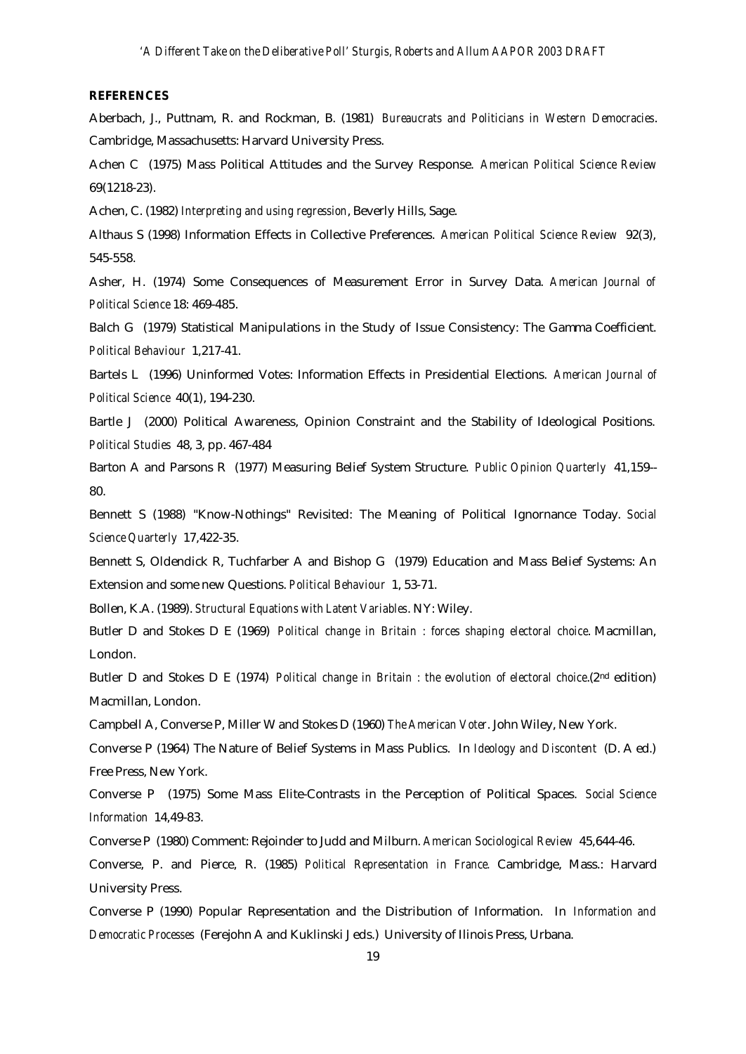**REFERENCES**

Aberbach, J., Puttnam, R. and Rockman, B. (1981) *Bureaucrats and Politicians in Western Democracies*. Cambridge, Massachusetts: Harvard University Press.

Achen C (1975) Mass Political Attitudes and the Survey Response. *American Political Science Review* 69(1218-23).

Achen, C. (1982) *Interpreting and using regression*, Beverly Hills, Sage.

Althaus S (1998) Information Effects in Collective Preferences. *American Political Science Review* 92(3), 545-558.

Asher, H. (1974) Some Consequences of Measurement Error in Survey Data. *American Journal of Political Science* 18: 469-485.

Balch G (1979) Statistical Manipulations in the Study of Issue Consistency: The Gamma Coefficient. *Political Behaviour* 1,217-41.

Bartels L (1996) Uninformed Votes: Information Effects in Presidential Elections. *American Journal of Political Science* 40(1), 194-230.

Bartle J (2000) Political Awareness, Opinion Constraint and the Stability of Ideological Positions. *Political Studies* 48, 3, pp. 467-484

Barton A and Parsons R (1977) Measuring Belief System Structure. *Public Opinion Quarterly* 41,159--80.

Bennett S (1988) "Know-Nothings" Revisited: The Meaning of Political Ignornance Today. *Social Science Quarterly* 17,422-35.

Bennett S, Oldendick R, Tuchfarber A and Bishop G (1979) Education and Mass Belief Systems: An Extension and some new Questions. *Political Behaviour* 1, 53-71.

Bollen, K.A. (1989). *Structural Equations with Latent Variables*. NY: Wiley.

Butler D and Stokes D E (1969) *Political change in Britain : forces shaping electoral choice*. Macmillan, London.

Butler D and Stokes D E (1974) *Political change in Britain : the evolution of electoral choice*.(2nd edition) Macmillan, London.

Campbell A, Converse P, Miller W and Stokes D (1960) *The American Voter*. John Wiley, New York.

Converse P (1964) The Nature of Belief Systems in Mass Publics. In *Ideology and Discontent* (D. A ed.) Free Press, New York.

Converse P (1975) Some Mass Elite-Contrasts in the Perception of Political Spaces. *Social Science Information* 14,49-83.

Converse P (1980) Comment: Rejoinder to Judd and Milburn. *American Sociological Review* 45,644-46.

Converse, P. and Pierce, R. (1985) *Political Representation in France.* Cambridge, Mass.: Harvard University Press.

Converse P (1990) Popular Representation and the Distribution of Information. In *Information and Democratic Processes* (Ferejohn A and Kuklinski J eds.) University of Ilinois Press, Urbana.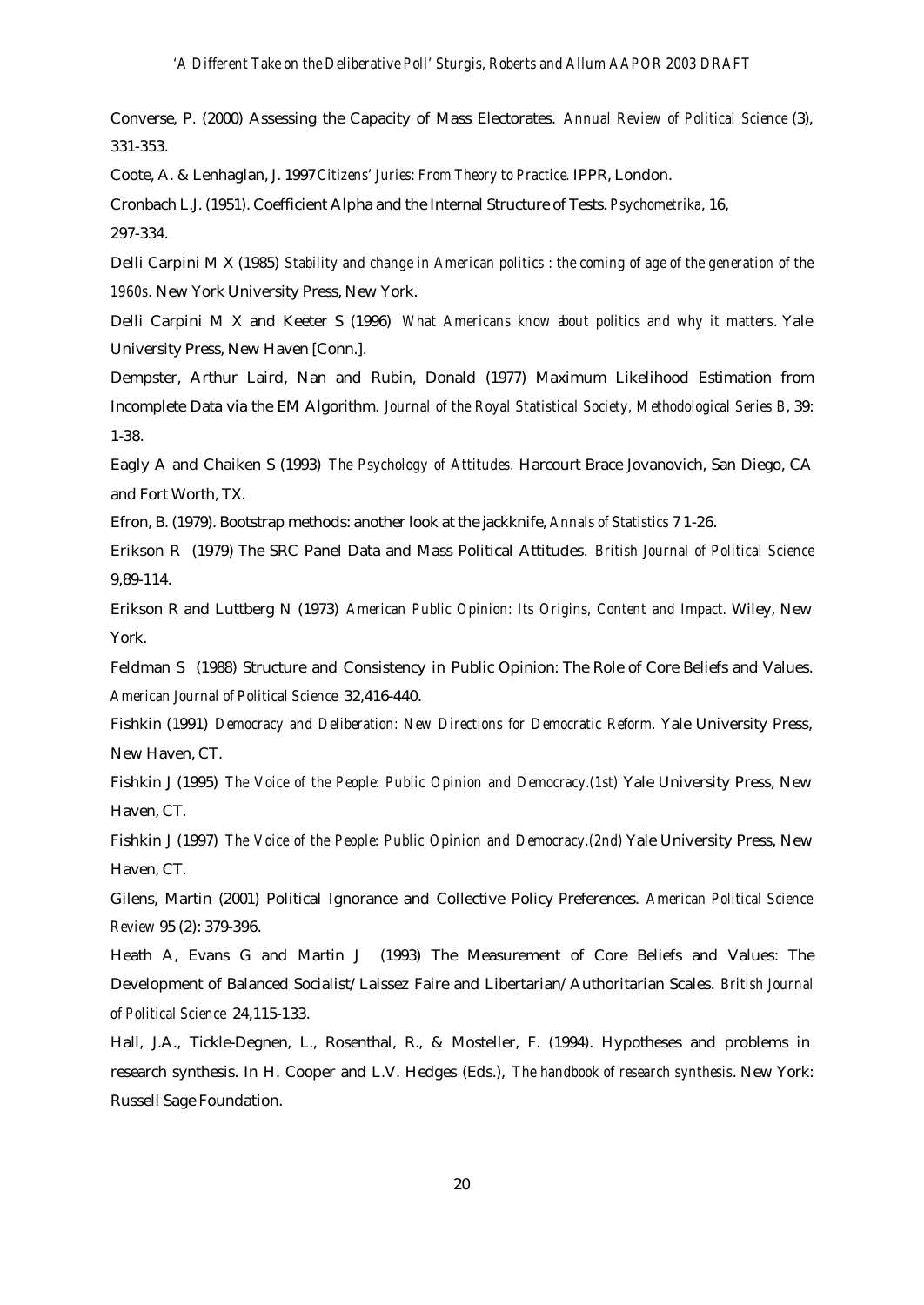Converse, P. (2000) Assessing the Capacity of Mass Electorates. *Annual Review of Political Science* (3), 331-353.

Coote, A. & Lenhaglan, J. 1997 *Citizens' Juries: From Theory to Practice.* IPPR, London.

Cronbach L.J. (1951). Coefficient Alpha and the Internal Structure of Tests. *Psychometrika*, 16, 297-334.

Delli Carpini M X (1985) *Stability and change in American politics : the coming of age of the generation of the 1960s.* New York University Press, New York.

Delli Carpini M X and Keeter S (1996) *What Americans know about politics and why it matters*. Yale University Press, New Haven [Conn.].

Dempster, Arthur Laird, Nan and Rubin, Donald (1977) Maximum Likelihood Estimation from Incomplete Data via the EM Algorithm. *Journal of the Royal Statistical Society, Methodological Series B*, 39: 1-38.

Eagly A and Chaiken S (1993) *The Psychology of Attitudes.* Harcourt Brace Jovanovich, San Diego, CA and Fort Worth, TX.

Efron, B. (1979). Bootstrap methods: another look at the jackknife, *Annals of Statistics* 7 1-26.

Erikson R (1979) The SRC Panel Data and Mass Political Attitudes. *British Journal of Political Science* 9,89-114.

Erikson R and Luttberg N (1973) *American Public Opinion: Its Origins, Content and Impact.* Wiley, New York.

Feldman S (1988) Structure and Consistency in Public Opinion: The Role of Core Beliefs and Values. *American Journal of Political Science* 32,416-440.

Fishkin (1991) *Democracy and Deliberation: New Directions for Democratic Reform.* Yale University Press, New Haven, CT.

Fishkin J (1995) *The Voice of the People: Public Opinion and Democracy.(1st)* Yale University Press, New Haven, CT.

Fishkin J (1997) *The Voice of the People: Public Opinion and Democracy.(2nd)* Yale University Press, New Haven, CT.

Gilens, Martin (2001) Political Ignorance and Collective Policy Preferences. *American Political Science Review* 95 (2): 379-396.

Heath A, Evans G and Martin J (1993) The Measurement of Core Beliefs and Values: The Development of Balanced Socialist/Laissez Faire and Libertarian/Authoritarian Scales. *British Journal of Political Science* 24,115-133.

Hall, J.A., Tickle-Degnen, L., Rosenthal, R., & Mosteller, F. (1994). Hypotheses and problems in research synthesis. In H. Cooper and L.V. Hedges (Eds.), *The handbook of research synthesis*. New York: Russell Sage Foundation.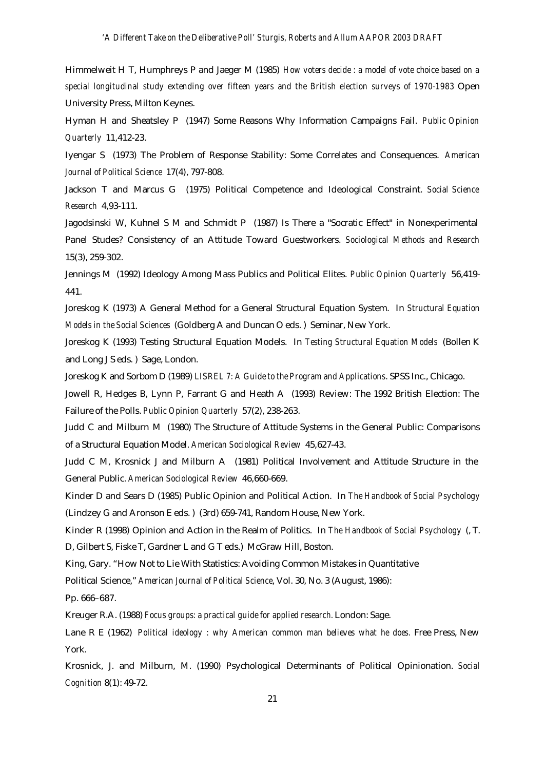Himmelweit H T, Humphreys P and Jaeger M (1985) *How voters decide : a model of vote choice based on a special longitudinal study extending over fifteen years and the British election surveys of 1970-1983* Open University Press, Milton Keynes.

Hyman H and Sheatsley P (1947) Some Reasons Why Information Campaigns Fail. *Public Opinion Quarterly* 11,412-23.

Iyengar S (1973) The Problem of Response Stability: Some Correlates and Consequences. *American Journal of Political Science* 17(4), 797-808.

Jackson T and Marcus G (1975) Political Competence and Ideological Constraint. *Social Science Research* 4,93-111.

Jagodsinski W, Kuhnel S M and Schmidt P (1987) Is There a "Socratic Effect" in Nonexperimental Panel Studes? Consistency of an Attitude Toward Guestworkers. *Sociological Methods and Research* 15(3), 259-302.

Jennings M (1992) Ideology Among Mass Publics and Political Elites. *Public Opinion Quarterly* 56,419-441.

Joreskog K (1973) A General Method for a General Structural Equation System. In *Structural Equation Models in the Social Sciences* (Goldberg A and Duncan O eds. ) Seminar, New York.

Joreskog K (1993) Testing Structural Equation Models. In *Testing Structural Equation Models* (Bollen K and Long J S eds. ) Sage, London.

Joreskog K and Sorbom D (1989) *LISREL 7: A Guide to the Program and Applications*. SPSS Inc., Chicago.

Jowell R, Hedges B, Lynn P, Farrant G and Heath A (1993) Review: The 1992 British Election: The Failure of the Polls. *Public Opinion Quarterly* 57(2), 238-263.

Judd C and Milburn M (1980) The Structure of Attitude Systems in the General Public: Comparisons of a Structural Equation Model. *American Sociological Review* 45,627-43.

Judd C M, Krosnick J and Milburn A (1981) Political Involvement and Attitude Structure in the General Public. *American Sociological Review* 46,660-669.

Kinder D and Sears D (1985) Public Opinion and Political Action. In *The Handbook of Social Psychology* (Lindzey G and Aronson E eds. ) (3rd) 659-741, Random House, New York.

Kinder R (1998) Opinion and Action in the Realm of Politics. In *The Handbook of Social Psychology* (, T. D, Gilbert S, Fiske T, Gardner L and G T eds.) McGraw Hill, Boston.

King, Gary. "How Not to Lie With Statistics: Avoiding Common Mistakes in Quantitative Political Science," *American Journal of Political Science*, Vol. 30, No. 3 (August, 1986): Pp. 666–687.

Kreuger R.A. (1988) *Focus groups: a practical guide for applied research*. London: Sage.

Lane R E (1962) *Political ideology : why American common man believes what he does.* Free Press, New York.

Krosnick, J. and Milburn, M. (1990) Psychological Determinants of Political Opinionation. *Social Cognition* 8(1): 49-72.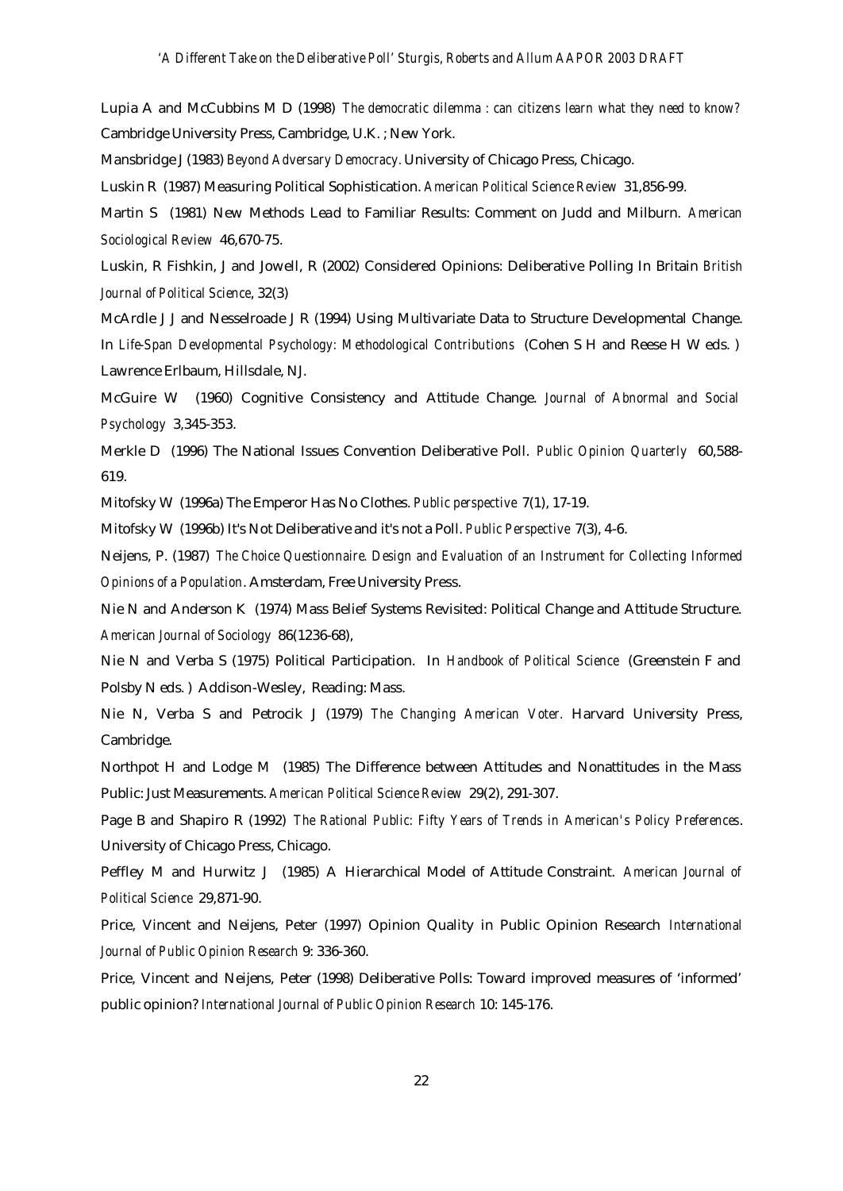Lupia A and McCubbins M D (1998) *The democratic dilemma : can citizens learn what they need to know?* Cambridge University Press, Cambridge, U.K. ; New York.

Mansbridge J (1983) *Beyond Adversary Democracy*. University of Chicago Press, Chicago.

Luskin R (1987) Measuring Political Sophistication. *American Political Science Review* 31,856-99.

Martin S (1981) New Methods Lead to Familiar Results: Comment on Judd and Milburn. *American Sociological Review* 46,670-75.

Luskin, R Fishkin, J and Jowell, R (2002) Considered Opinions: Deliberative Polling In Britain *British Journal of Political Science*, 32(3)

McArdle J J and Nesselroade J R (1994) Using Multivariate Data to Structure Developmental Change. In *Life-Span Developmental Psychology: Methodological Contributions* (Cohen S H and Reese H W eds. ) Lawrence Erlbaum, Hillsdale, NJ.

McGuire W (1960) Cognitive Consistency and Attitude Change. *Journal of Abnormal and Social Psychology* 3,345-353.

Merkle D (1996) The National Issues Convention Deliberative Poll. *Public Opinion Quarterly* 60,588-619.

Mitofsky W (1996a) The Emperor Has No Clothes. *Public perspective* 7(1), 17-19.

Mitofsky W (1996b) It's Not Deliberative and it's not a Poll. *Public Perspective* 7(3), 4-6.

Neijens, P. (1987) *The Choice Questionnaire. Design and Evaluation of an Instrument for Collecting Informed Opinions of a Population*. Amsterdam, Free University Press.

Nie N and Anderson K (1974) Mass Belief Systems Revisited: Political Change and Attitude Structure. *American Journal of Sociology* 86(1236-68),

Nie N and Verba S (1975) Political Participation. In *Handbook of Political Science* (Greenstein F and Polsby N eds. ) Addison-Wesley, Reading: Mass.

Nie N, Verba S and Petrocik J (1979) *The Changing American Voter.* Harvard University Press, Cambridge.

Northpot H and Lodge M (1985) The Difference between Attitudes and Nonattitudes in the Mass Public: Just Measurements. *American Political Science Review* 29(2), 291-307.

Page B and Shapiro R (1992) *The Rational Public: Fifty Years of Trends in American's Policy Preferences*. University of Chicago Press, Chicago.

Peffley M and Hurwitz J (1985) A Hierarchical Model of Attitude Constraint. *American Journal of Political Science* 29,871-90.

Price, Vincent and Neijens, Peter (1997) Opinion Quality in Public Opinion Research *International Journal of Public Opinion Research* 9: 336-360.

Price, Vincent and Neijens, Peter (1998) Deliberative Polls: Toward improved measures of 'informed' public opinion? *International Journal of Public Opinion Research* 10: 145-176.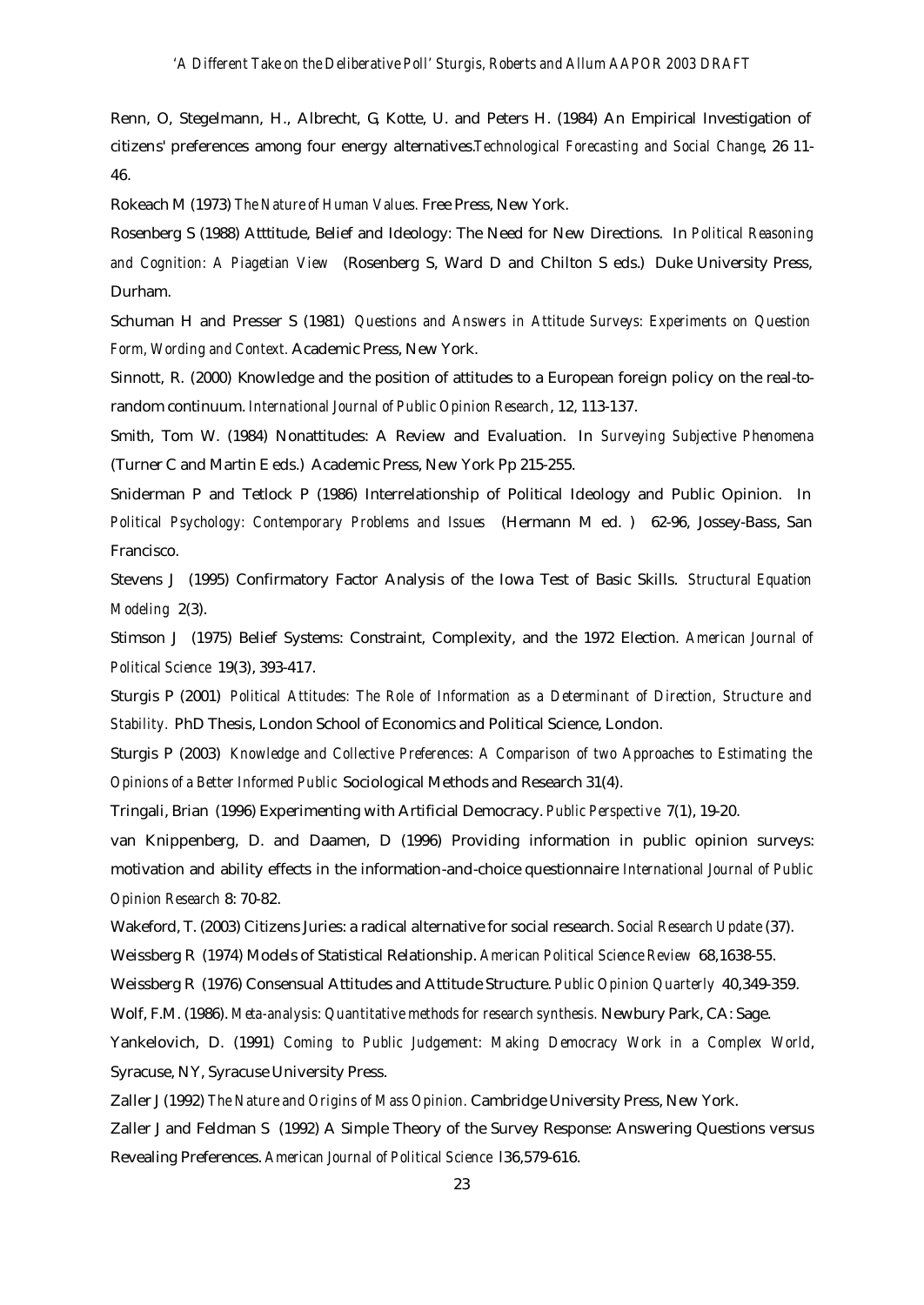Renn, O, Stegelmann, H., Albrecht, G, Kotte, U. and Peters H. (1984) An Empirical Investigation of citizens' preferences among four energy alternatives.*Technological Forecasting and Social Change*, 26 11-46.

Rokeach M (1973) *The Nature of Human Values.* Free Press, New York.

Rosenberg S (1988) Atttitude, Belief and Ideology: The Need for New Directions. In *Political Reasoning and Cognition: A Piagetian View* (Rosenberg S, Ward D and Chilton S eds.) Duke University Press, Durham.

Schuman H and Presser S (1981) *Questions and Answers in Attitude Surveys: Experiments on Question Form, Wording and Context.* Academic Press, New York.

Sinnott, R. (2000) Knowledge and the position of attitudes to a European foreign policy on the real-to-random continuum. *International Journal of Public Opinion Research*, 12, 113-137.

Smith, Tom W. (1984) Nonattitudes: A Review and Evaluation. In *Surveying Subjective Phenomena* (Turner C and Martin E eds.) Academic Press, New York Pp 215-255.

Sniderman P and Tetlock P (1986) Interrelationship of Political Ideology and Public Opinion. In *Political Psychology: Contemporary Problems and Issues* (Hermann M ed. ) 62-96, Jossey-Bass, San Francisco.

Stevens J (1995) Confirmatory Factor Analysis of the Iowa Test of Basic Skills. *Structural Equation Modeling* 2(3).

Stimson J (1975) Belief Systems: Constraint, Complexity, and the 1972 Election. *American Journal of Political Science* 19(3), 393-417.

Sturgis P (2001) *Political Attitudes: The Role of Information as a Determinant of Direction, Structure and Stability.* PhD Thesis, London School of Economics and Political Science, London.

Sturgis P (2003) *Knowledge and Collective Preferences: A Comparison of two Approaches to Estimating the Opinions of a Better Informed Public* Sociological Methods and Research 31(4).

Tringali, Brian (1996) Experimenting with Artificial Democracy. *Public Perspective* 7(1), 19-20.

van Knippenberg, D. and Daamen, D (1996) Providing information in public opinion surveys: motivation and ability effects in the information-and-choice questionnaire *International Journal of Public Opinion Research* 8: 70-82.

Wakeford, T. (2003) Citizens Juries: a radical alternative for social research. *Social Research Update* (37).

Weissberg R (1974) Models of Statistical Relationship. *American Political Science Review* 68,1638-55.

Weissberg R (1976) Consensual Attitudes and Attitude Structure. *Public Opinion Quarterly* 40,349-359.

Wolf, F.M. (1986). *Meta-analysis: Quantitative methods for research synthesis.* Newbury Park, CA: Sage.

Yankelovich, D. (1991) *Coming to Public Judgement: Making Democracy Work in a Complex World*, Syracuse, NY, Syracuse University Press.

Zaller J (1992) *The Nature and Origins of Mass Opinion.* Cambridge University Press, New York.

Zaller J and Feldman S (1992) A Simple Theory of the Survey Response: Answering Questions versus Revealing Preferences. *American Journal of Political Science* l36,579-616.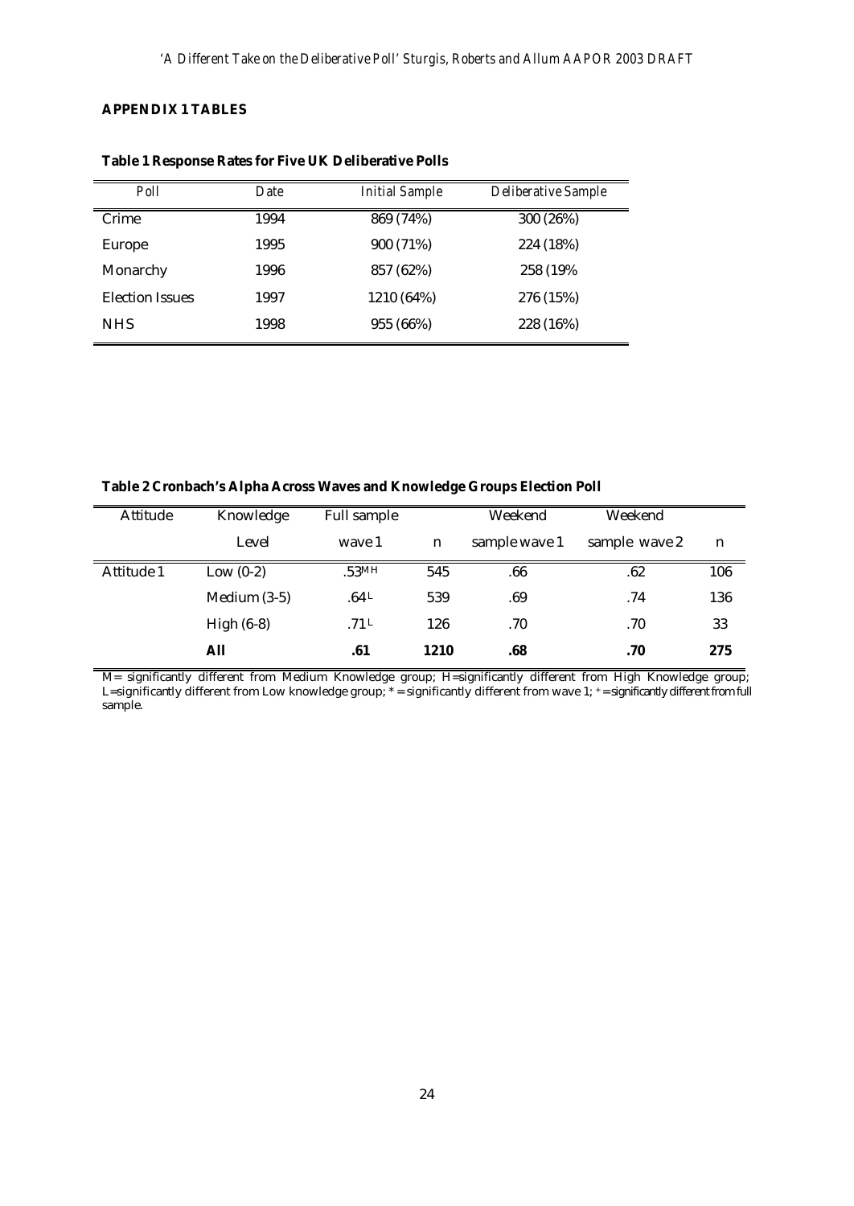**APPENDIX 1 TABLES**

**Table 1 Response Rates for Five UK Deliberative Polls**

| Poll | Date | Initial Sample | Deliberative Sample |
|---|---|---|---|
| Crime | 1994 | 869 (74%) | 300 (26%) |
| Europe | 1995 | 900 (71%) | 224 (18%) |
| Monarchy | 1996 | 857 (62%) | 258 (19% |
| Election Issues | 1997 | 1210 (64%) | 276 (15%) |
| NHS | 1998 | 955 (66%) | 228 (16%) |

**Table 2 Cronbach's Alpha Across Waves and Knowledge Groups Election Poll**

| Attitude | Knowledge Level | Full sample wave 1 | n | Weekend sample wave 1 | Weekend sample wave 2 | n |
|---|---|---|---|---|---|---|
| Attitude 1 | Low (0-2) | .53^MH | 545 | .66 | .62 | 106 |
| | Medium (3-5) | .64^L | 539 | .69 | .74 | 136 |
| | High (6-8) | .71^L | 126 | .70 | .70 | 33 |
| | **All** | **.61** | **1210** | **.68** | **.70** | **275** |

M= significantly different from Medium Knowledge group; H=significantly different from High Knowledge group; L=significantly different from Low knowledge group; * = significantly different from wave 1; + = significantly different from full sample.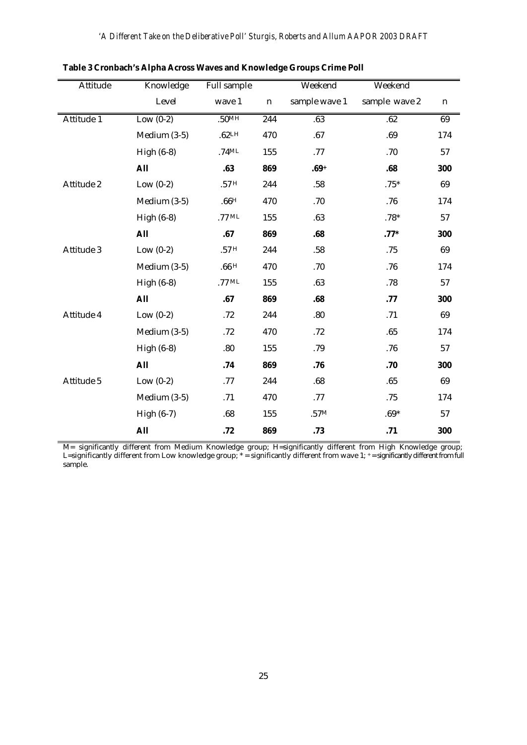**Table 3 Cronbach's Alpha Across Waves and Knowledge Groups Crime Poll**

| Attitude | Knowledge Level | Full sample wave 1 | n | Weekend sample wave 1 | Weekend sample wave 2 | n |
|---|---|---|---|---|---|---|
| Attitude 1 | Low (0-2) | .50[MH] | 244 | .63 | .62 | 69 |
| | Medium (3-5) | .62[LH] | 470 | .67 | .69 | 174 |
| | High (6-8) | .74[ML] | 155 | .77 | .70 | 57 |
| | **All** | **.63** | **869** | **.69[+]** | **.68** | **300** |
| Attitude 2 | Low (0-2) | .57[H] | 244 | .58 | .75* | 69 |
| | Medium (3-5) | .66[H] | 470 | .70 | .76 | 174 |
| | High (6-8) | .77[ML] | 155 | .63 | .78* | 57 |
| | **All** | **.67** | **869** | **.68** | **.77*** | **300** |
| Attitude 3 | Low (0-2) | .57[H] | 244 | .58 | .75 | 69 |
| | Medium (3-5) | .66[H] | 470 | .70 | .76 | 174 |
| | High (6-8) | .77[ML] | 155 | .63 | .78 | 57 |
| | **All** | **.67** | **869** | **.68** | **.77** | **300** |
| Attitude 4 | Low (0-2) | .72 | 244 | .80 | .71 | 69 |
| | Medium (3-5) | .72 | 470 | .72 | .65 | 174 |
| | High (6-8) | .80 | 155 | .79 | .76 | 57 |
| | **All** | **.74** | **869** | **.76** | **.70** | **300** |
| Attitude 5 | Low (0-2) | .77 | 244 | .68 | .65 | 69 |
| | Medium (3-5) | .71 | 470 | .77 | .75 | 174 |
| | High (6-7) | .68 | 155 | .57[M] | .69* | 57 |
| | **All** | **.72** | **869** | **.73** | **.71** | **300** |

M= significantly different from Medium Knowledge group; H=significantly different from High Knowledge group; L=significantly different from Low knowledge group; * = significantly different from wave 1; + = significantly different from full sample.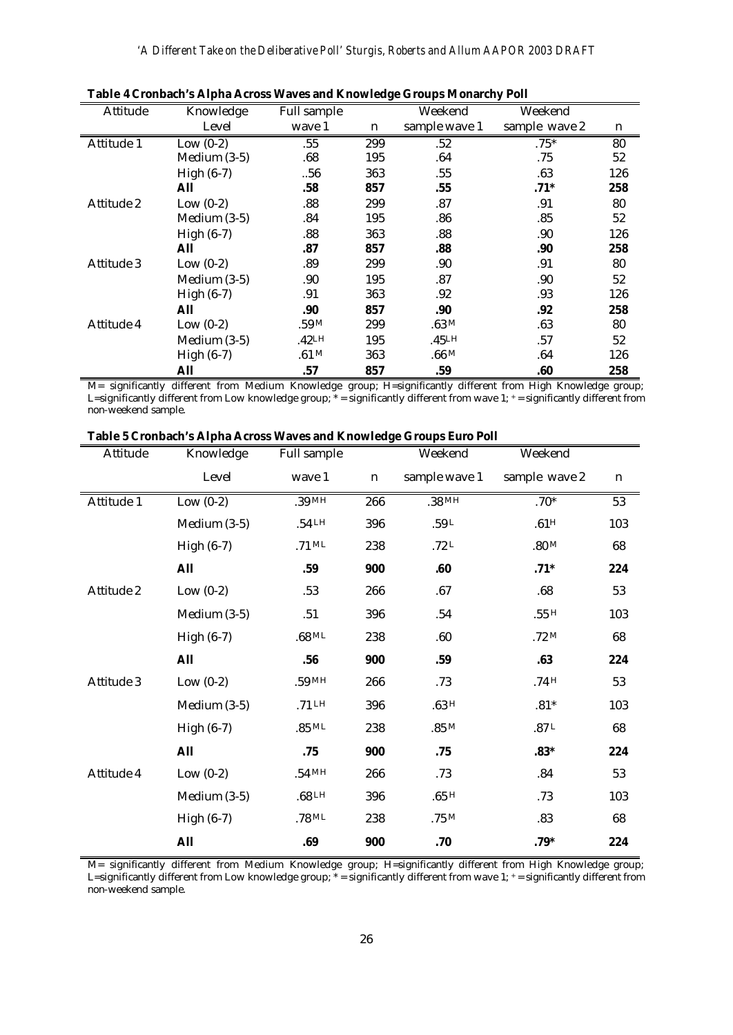**Table 4 Cronbach's Alpha Across Waves and Knowledge Groups Monarchy Poll**

| Attitude | Knowledge Level | Full sample wave 1 | n | Weekend sample wave 1 | Weekend sample wave 2 | n |
|---|---|---|---|---|---|---|
| Attitude 1 | Low (0-2) | .55 | 299 | .52 | .75* | 80 |
| | Medium (3-5) | .68 | 195 | .64 | .75 | 52 |
| | High (6-7) | ..56 | 363 | .55 | .63 | 126 |
| | **All** | **.58** | **857** | **.55** | **.71*** | **258** |
| Attitude 2 | Low (0-2) | .88 | 299 | .87 | .91 | 80 |
| | Medium (3-5) | .84 | 195 | .86 | .85 | 52 |
| | High (6-7) | .88 | 363 | .88 | .90 | 126 |
| | **All** | **.87** | **857** | **.88** | **.90** | **258** |
| Attitude 3 | Low (0-2) | .89 | 299 | .90 | .91 | 80 |
| | Medium (3-5) | .90 | 195 | .87 | .90 | 52 |
| | High (6-7) | .91 | 363 | .92 | .93 | 126 |
| | **All** | **.90** | **857** | **.90** | **.92** | **258** |
| Attitude 4 | Low (0-2) | .59 M | 299 | .63 M | .63 | 80 |
| | Medium (3-5) | .42 LH | 195 | .45 LH | .57 | 52 |
| | High (6-7) | .61 M | 363 | .66 M | .64 | 126 |
| | **All** | **.57** | **857** | **.59** | **.60** | **258** |

M= significantly different from Medium Knowledge group; H=significantly different from High Knowledge group; L=significantly different from Low knowledge group; * = significantly different from wave 1; + = significantly different from non-weekend sample.

**Table 5 Cronbach's Alpha Across Waves and Knowledge Groups Euro Poll**

| Attitude | Knowledge Level | Full sample wave 1 | n | Weekend sample wave 1 | Weekend sample wave 2 | n |
|---|---|---|---|---|---|---|
| Attitude 1 | Low (0-2) | .39 MH | 266 | .38 MH | .70* | 53 |
| | Medium (3-5) | .54 LH | 396 | .59 L | .61 H | 103 |
| | High (6-7) | .71 ML | 238 | .72 L | .80 M | 68 |
| | **All** | **.59** | **900** | **.60** | **.71*** | **224** |
| Attitude 2 | Low (0-2) | .53 | 266 | .67 | .68 | 53 |
| | Medium (3-5) | .51 | 396 | .54 | .55 H | 103 |
| | High (6-7) | .68 ML | 238 | .60 | .72 M | 68 |
| | **All** | **.56** | **900** | **.59** | **.63** | **224** |
| Attitude 3 | Low (0-2) | .59 MH | 266 | .73 | .74 H | 53 |
| | Medium (3-5) | .71 LH | 396 | .63 H | .81* | 103 |
| | High (6-7) | .85 ML | 238 | .85 M | .87 L | 68 |
| | **All** | **.75** | **900** | **.75** | **.83*** | **224** |
| Attitude 4 | Low (0-2) | .54 MH | 266 | .73 | .84 | 53 |
| | Medium (3-5) | .68 LH | 396 | .65 H | .73 | 103 |
| | High (6-7) | .78 ML | 238 | .75 M | .83 | 68 |
| | **All** | **.69** | **900** | **.70** | **.79*** | **224** |

M= significantly different from Medium Knowledge group; H=significantly different from High Knowledge group; L=significantly different from Low knowledge group; * = significantly different from wave 1; + = significantly different from non-weekend sample.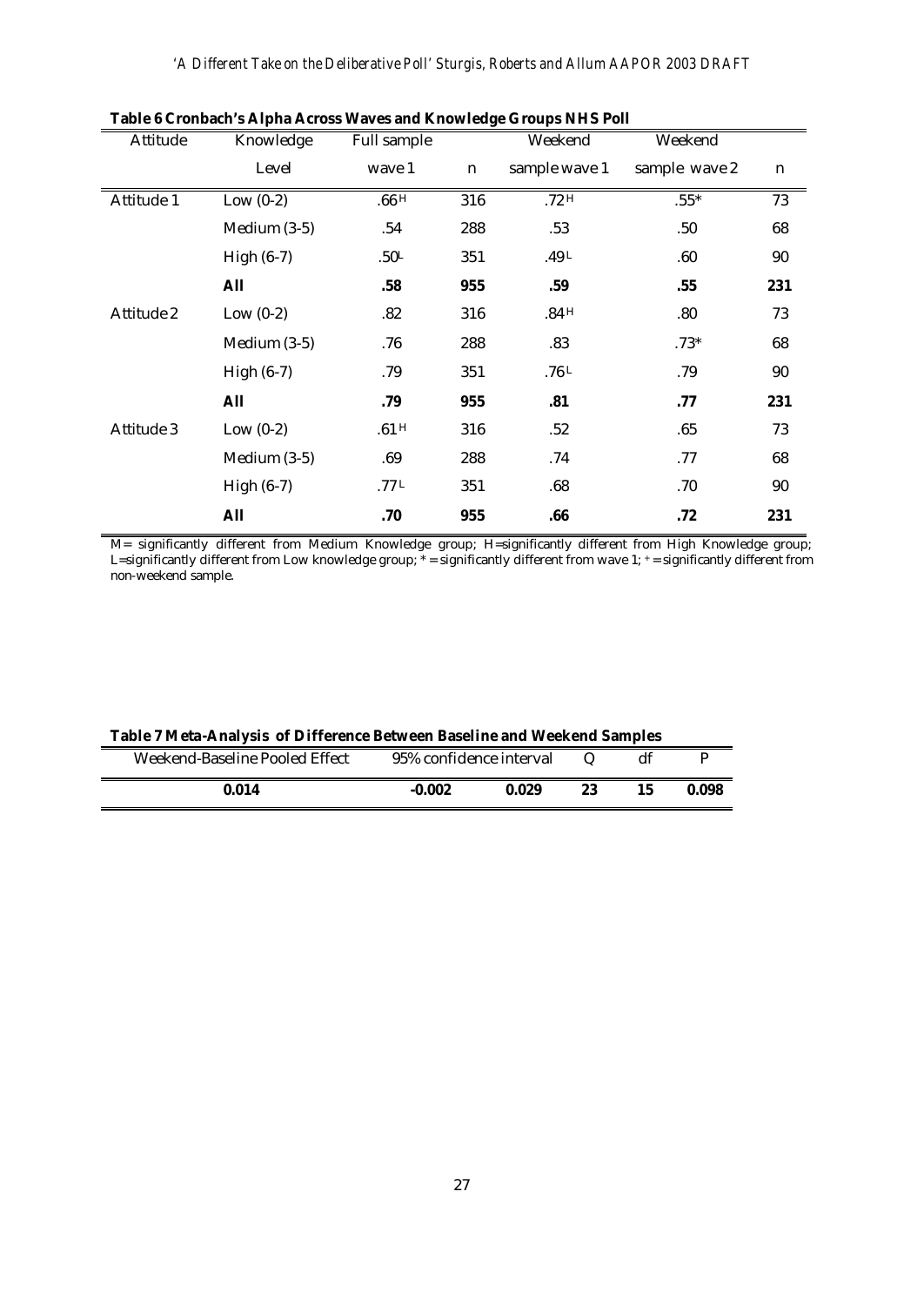**Table 6 Cronbach's Alpha Across Waves and Knowledge Groups NHS Poll**

| Attitude | Knowledge Level | Full sample wave 1 | n | Weekend sample wave 1 | Weekend sample wave 2 | n |
|---|---|---|---|---|---|---|
| Attitude 1 | Low (0-2) | .66 H | 316 | .72 H | .55* | 73 |
| | Medium (3-5) | .54 | 288 | .53 | .50 | 68 |
| | High (6-7) | .50 L | 351 | .49 L | .60 | 90 |
| | **All** | **.58** | **955** | **.59** | **.55** | **231** |
| Attitude 2 | Low (0-2) | .82 | 316 | .84 H | .80 | 73 |
| | Medium (3-5) | .76 | 288 | .83 | .73* | 68 |
| | High (6-7) | .79 | 351 | .76 L | .79 | 90 |
| | **All** | **.79** | **955** | **.81** | **.77** | **231** |
| Attitude 3 | Low (0-2) | .61 H | 316 | .52 | .65 | 73 |
| | Medium (3-5) | .69 | 288 | .74 | .77 | 68 |
| | High (6-7) | .77 L | 351 | .68 | .70 | 90 |
| | **All** | **.70** | **955** | **.66** | **.72** | **231** |

M= significantly different from Medium Knowledge group; H=significantly different from High Knowledge group; L=significantly different from Low knowledge group; * = significantly different from wave 1; + = significantly different from non-weekend sample.

**Table 7 Meta-Analysis of Difference Between Baseline and Weekend Samples**

| Weekend-Baseline Pooled Effect | 95% confidence interval | | Q | df | P |
|---|---|---|---|---|---|
| **0.014** | **-0.002** | **0.029** | **23** | **15** | **0.098** |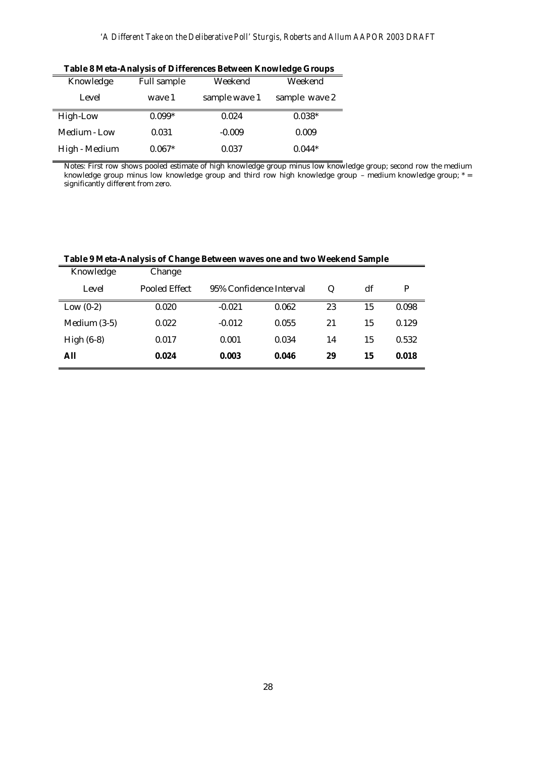**Table 8 Meta-Analysis of Differences Between Knowledge Groups**

| Knowledge Level | Full sample wave 1 | Weekend sample wave 1 | Weekend sample wave 2 |
|---|---|---|---|
| High-Low | 0.099* | 0.024 | 0.038* |
| Medium - Low | 0.031 | -0.009 | 0.009 |
| High - Medium | 0.067* | 0.037 | 0.044* |

Notes: First row shows pooled estimate of high knowledge group minus low knowledge group; second row the medium knowledge group minus low knowledge group and third row high knowledge group – medium knowledge group; * = significantly different from zero.

**Table 9 Meta-Analysis of Change Between waves one and two Weekend Sample**

| Knowledge Level | Change Pooled Effect | 95% Confidence Interval | | Q | df | P |
|---|---|---|---|---|---|---|
| Low (0-2) | 0.020 | -0.021 | 0.062 | 23 | 15 | 0.098 |
| Medium (3-5) | 0.022 | -0.012 | 0.055 | 21 | 15 | 0.129 |
| High (6-8) | 0.017 | 0.001 | 0.034 | 14 | 15 | 0.532 |
| **All** | **0.024** | **0.003** | **0.046** | **29** | **15** | **0.018** |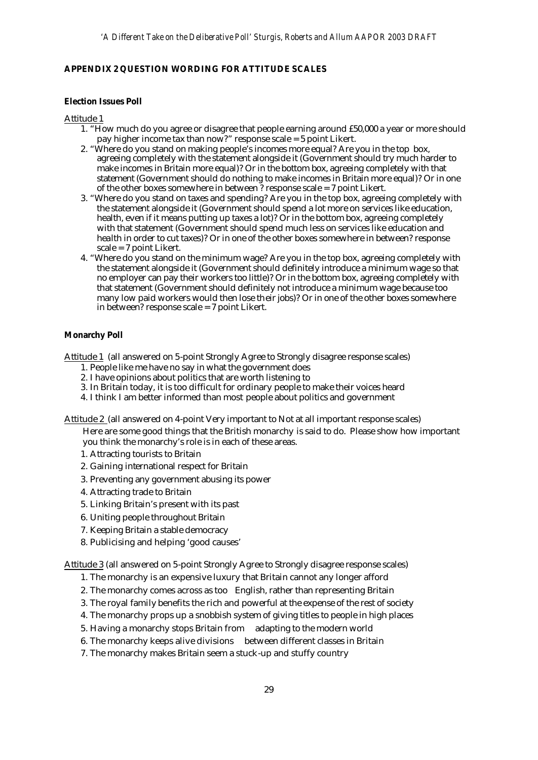## APPENDIX 2 QUESTION WORDING FOR ATTITUDE SCALES

### Election Issues Poll

Attitude 1

1. "How much do you agree or disagree that people earning around £50,000 a year or more should pay higher income tax than now?" response scale = 5 point Likert.
2. "Where do you stand on making people's incomes more equal? Are you in the top box, agreeing completely with the statement alongside it (Government should try much harder to make incomes in Britain more equal)? Or in the bottom box, agreeing completely with that statement (Government should do nothing to make incomes in Britain more equal)? Or in one of the other boxes somewhere in between ? response scale = 7 point Likert.
3. "Where do you stand on taxes and spending? Are you in the top box, agreeing completely with the statement alongside it (Government should spend a lot more on services like education, health, even if it means putting up taxes a lot)? Or in the bottom box, agreeing completely with that statement (Government should spend much less on services like education and health in order to cut taxes)? Or in one of the other boxes somewhere in between? response scale = 7 point Likert.
4. "Where do you stand on the minimum wage? Are you in the top box, agreeing completely with the statement alongside it (Government should definitely introduce a minimum wage so that no employer can pay their workers too little)? Or in the bottom box, agreeing completely with that statement (Government should definitely not introduce a minimum wage because too many low paid workers would then lose their jobs)? Or in one of the other boxes somewhere in between? response scale = 7 point Likert.

### Monarchy Poll

Attitude 1 (all answered on 5-point Strongly Agree to Strongly disagree response scales)

1. People like me have no say in what the government does
2. I have opinions about politics that are worth listening to
3. In Britain today, it is too difficult for ordinary people to make their voices heard
4. I think I am better informed than most people about politics and government

Attitude 2 (all answered on 4-point Very important to Not at all important response scales)

Here are some good things that the British monarchy is said to do. Please show how important you think the monarchy's role is in each of these areas.

1. Attracting tourists to Britain
2. Gaining international respect for Britain
3. Preventing any government abusing its power
4. Attracting trade to Britain
5. Linking Britain's present with its past
6. Uniting people throughout Britain
7. Keeping Britain a stable democracy
8. Publicising and helping 'good causes'

Attitude 3 (all answered on 5-point Strongly Agree to Strongly disagree response scales)

1. The monarchy is an expensive luxury that Britain cannot any longer afford
2. The monarchy comes across as too English, rather than representing Britain
3. The royal family benefits the rich and powerful at the expense of the rest of society
4. The monarchy props up a snobbish system of giving titles to people in high places
5. Having a monarchy stops Britain from adapting to the modern world
6. The monarchy keeps alive divisions between different classes in Britain
7. The monarchy makes Britain seem a stuck-up and stuffy country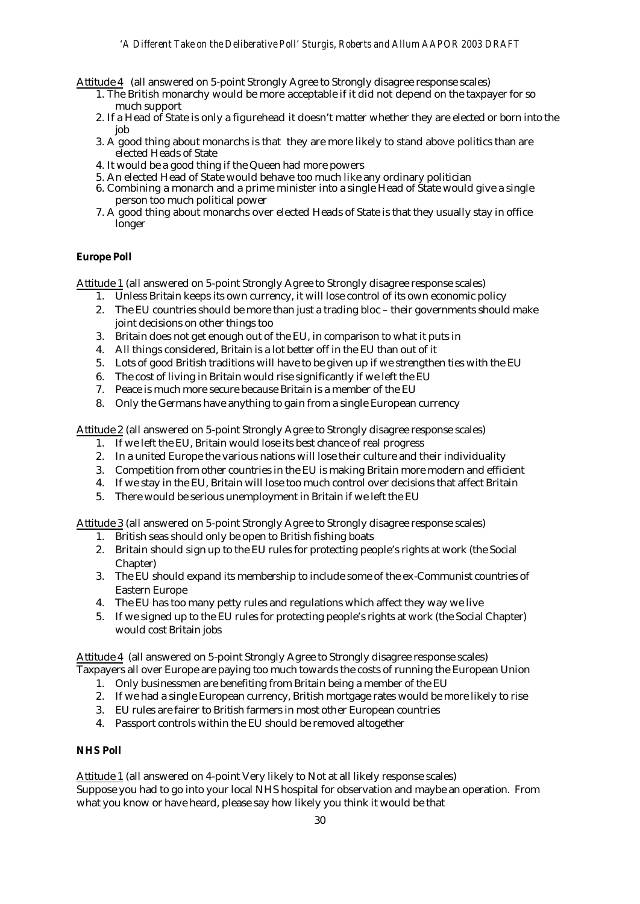<u>Attitude 4</u> (all answered on 5-point Strongly Agree to Strongly disagree response scales)

1. The British monarchy would be more acceptable if it did not depend on the taxpayer for so much support
2. If a Head of State is only a figurehead it doesn't matter whether they are elected or born into the job
3. A good thing about monarchs is that they are more likely to stand above politics than are elected Heads of State
4. It would be a good thing if the Queen had more powers
5. An elected Head of State would behave too much like any ordinary politician
6. Combining a monarch and a prime minister into a single Head of State would give a single person too much political power
7. A good thing about monarchs over elected Heads of State is that they usually stay in office longer

**Europe Poll**

<u>Attitude 1</u> (all answered on 5-point Strongly Agree to Strongly disagree response scales)

1. Unless Britain keeps its own currency, it will lose control of its own economic policy
2. The EU countries should be more than just a trading bloc – their governments should make joint decisions on other things too
3. Britain does not get enough out of the EU, in comparison to what it puts in
4. All things considered, Britain is a lot better off in the EU than out of it
5. Lots of good British traditions will have to be given up if we strengthen ties with the EU
6. The cost of living in Britain would rise significantly if we left the EU
7. Peace is much more secure because Britain is a member of the EU
8. Only the Germans have anything to gain from a single European currency

<u>Attitude 2</u> (all answered on 5-point Strongly Agree to Strongly disagree response scales)

1. If we left the EU, Britain would lose its best chance of real progress
2. In a united Europe the various nations will lose their culture and their individuality
3. Competition from other countries in the EU is making Britain more modern and efficient
4. If we stay in the EU, Britain will lose too much control over decisions that affect Britain
5. There would be serious unemployment in Britain if we left the EU

<u>Attitude 3</u> (all answered on 5-point Strongly Agree to Strongly disagree response scales)

1. British seas should only be open to British fishing boats
2. Britain should sign up to the EU rules for protecting people's rights at work (the Social Chapter)
3. The EU should expand its membership to include some of the ex-Communist countries of Eastern Europe
4. The EU has too many petty rules and regulations which affect they way we live
5. If we signed up to the EU rules for protecting people's rights at work (the Social Chapter) would cost Britain jobs

<u>Attitude 4</u> (all answered on 5-point Strongly Agree to Strongly disagree response scales)
Taxpayers all over Europe are paying too much towards the costs of running the European Union

1. Only businessmen are benefiting from Britain being a member of the EU
2. If we had a single European currency, British mortgage rates would be more likely to rise
3. EU rules are fairer to British farmers in most other European countries
4. Passport controls within the EU should be removed altogether

**NHS Poll**

<u>Attitude 1</u> (all answered on 4-point Very likely to Not at all likely response scales)
Suppose you had to go into your local NHS hospital for observation and maybe an operation. From what you know or have heard, please say how likely you think it would be that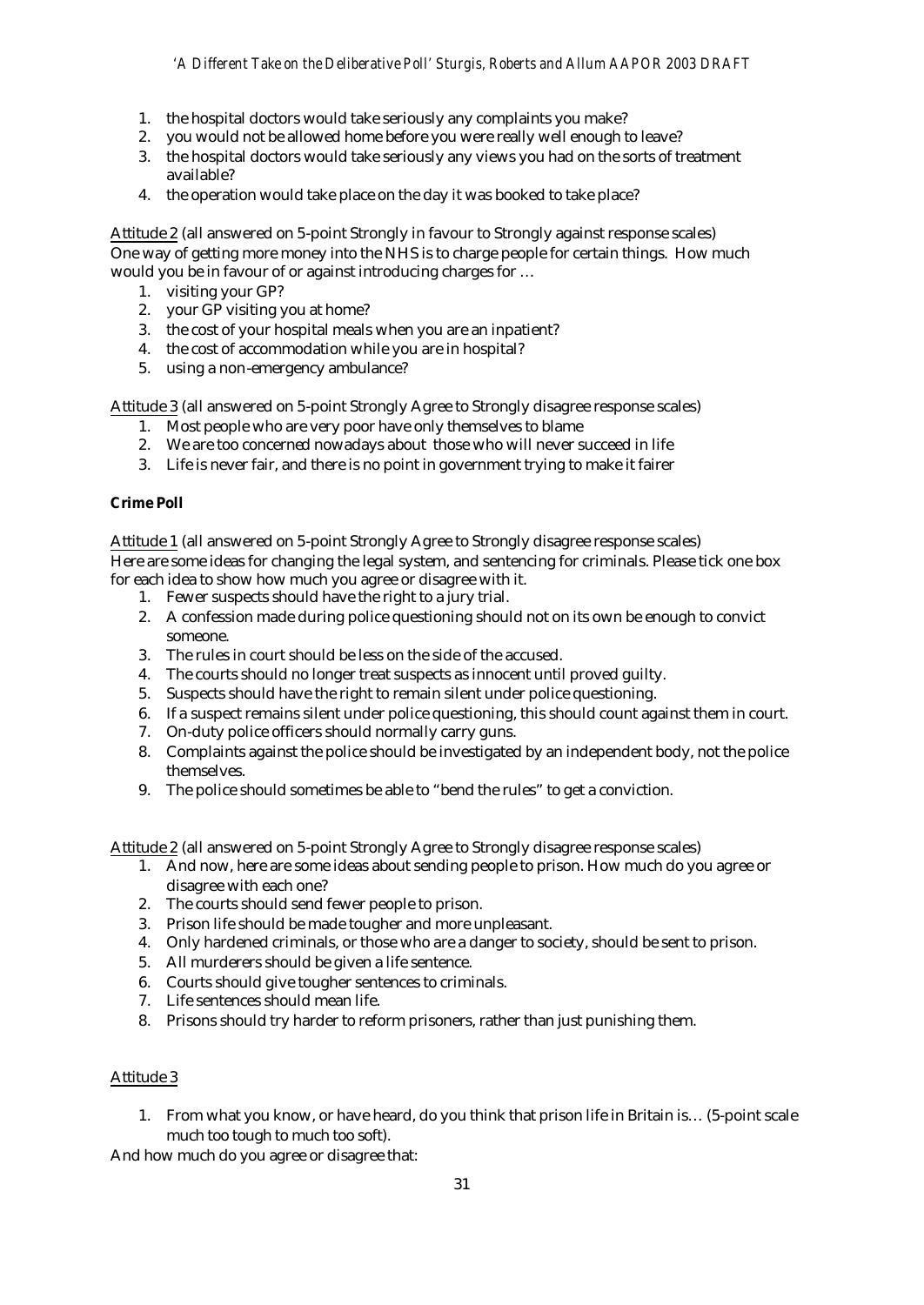1. the hospital doctors would take seriously any complaints you make?
2. you would not be allowed home before you were really well enough to leave?
3. the hospital doctors would take seriously any views you had on the sorts of treatment available?
4. the operation would take place on the day it was booked to take place?

Attitude 2 (all answered on 5-point Strongly in favour to Strongly against response scales)
One way of getting more money into the NHS is to charge people for certain things. How much would you be in favour of or against introducing charges for …

1. visiting your GP?
2. your GP visiting you at home?
3. the cost of your hospital meals when you are an inpatient?
4. the cost of accommodation while you are in hospital?
5. using a non-emergency ambulance?

Attitude 3 (all answered on 5-point Strongly Agree to Strongly disagree response scales)

1. Most people who are very poor have only themselves to blame
2. We are too concerned nowadays about those who will never succeed in life
3. Life is never fair, and there is no point in government trying to make it fairer

**Crime Poll**

Attitude 1 (all answered on 5-point Strongly Agree to Strongly disagree response scales)
Here are some ideas for changing the legal system, and sentencing for criminals. Please tick one box for each idea to show how much you agree or disagree with it.

1. Fewer suspects should have the right to a jury trial.
2. A confession made during police questioning should not on its own be enough to convict someone.
3. The rules in court should be less on the side of the accused.
4. The courts should no longer treat suspects as innocent until proved guilty.
5. Suspects should have the right to remain silent under police questioning.
6. If a suspect remains silent under police questioning, this should count against them in court.
7. On-duty police officers should normally carry guns.
8. Complaints against the police should be investigated by an independent body, not the police themselves.
9. The police should sometimes be able to "bend the rules" to get a conviction.

Attitude 2 (all answered on 5-point Strongly Agree to Strongly disagree response scales)

1. And now, here are some ideas about sending people to prison. How much do you agree or disagree with each one?
2. The courts should send fewer people to prison.
3. Prison life should be made tougher and more unpleasant.
4. Only hardened criminals, or those who are a danger to society, should be sent to prison.
5. All murderers should be given a life sentence.
6. Courts should give tougher sentences to criminals.
7. Life sentences should mean life.
8. Prisons should try harder to reform prisoners, rather than just punishing them.

Attitude 3

1. From what you know, or have heard, do you think that prison life in Britain is… (5-point scale much too tough to much too soft).

And how much do you agree or disagree that: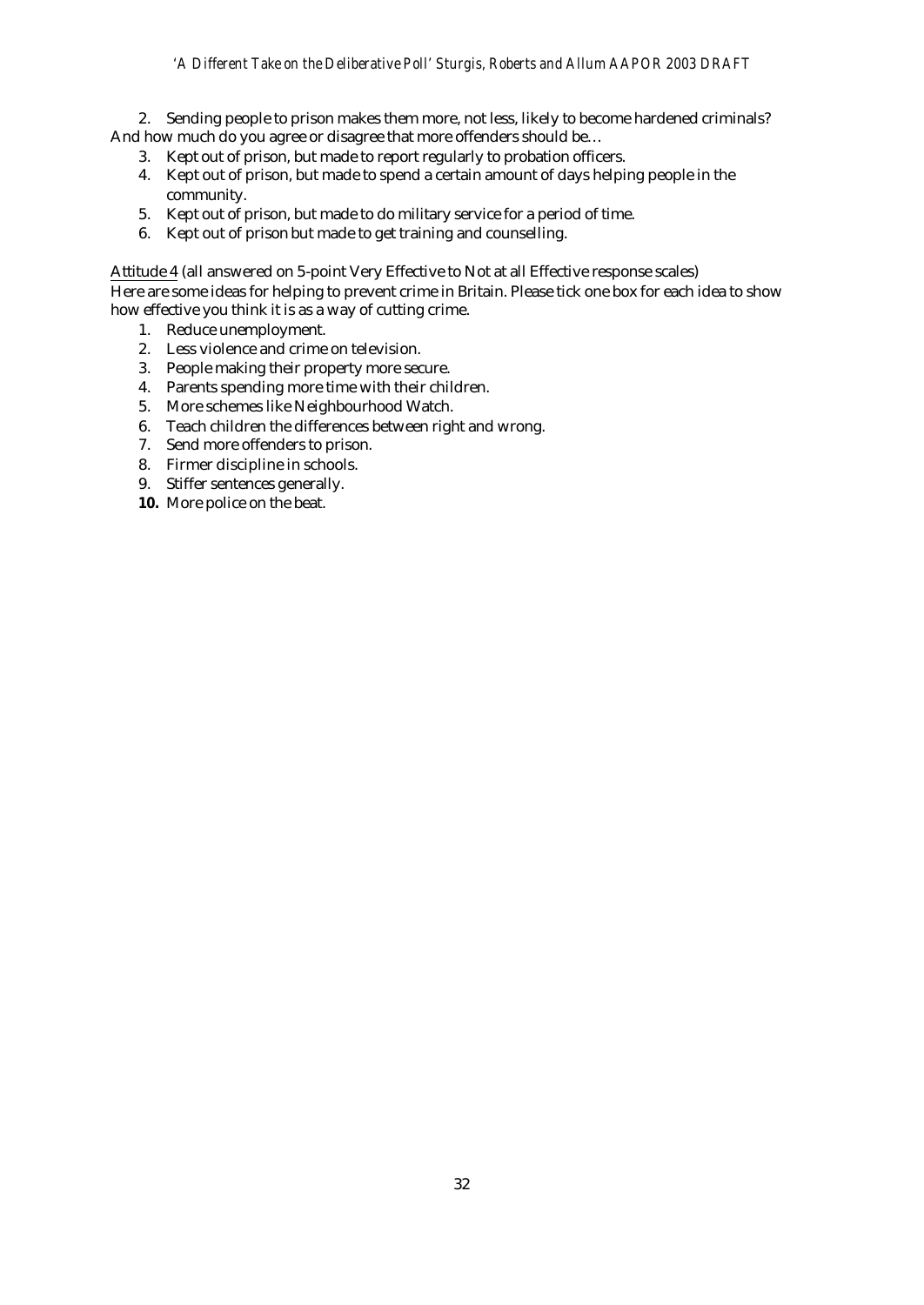2. Sending people to prison makes them more, not less, likely to become hardened criminals?

And how much do you agree or disagree that more offenders should be…

3. Kept out of prison, but made to report regularly to probation officers.
4. Kept out of prison, but made to spend a certain amount of days helping people in the community.
5. Kept out of prison, but made to do military service for a period of time.
6. Kept out of prison but made to get training and counselling.

Attitude 4 (all answered on 5-point Very Effective to Not at all Effective response scales)

Here are some ideas for helping to prevent crime in Britain. Please tick one box for each idea to show how effective you think it is as a way of cutting crime.

1. Reduce unemployment.
2. Less violence and crime on television.
3. People making their property more secure.
4. Parents spending more time with their children.
5. More schemes like Neighbourhood Watch.
6. Teach children the differences between right and wrong.
7. Send more offenders to prison.
8. Firmer discipline in schools.
9. Stiffer sentences generally.
10. More police on the beat.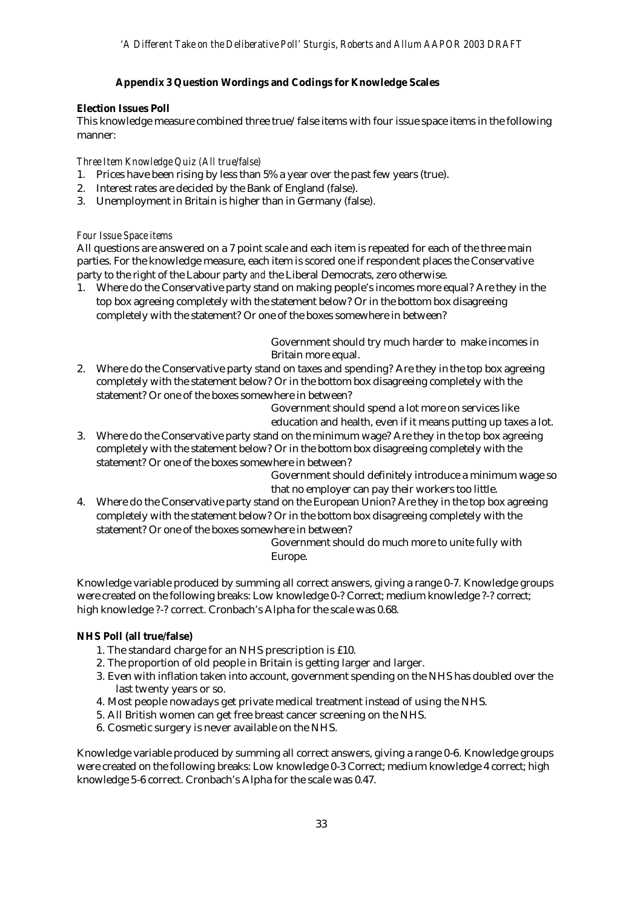## Appendix 3 Question Wordings and Codings for Knowledge Scales

**Election Issues Poll**

This knowledge measure combined three true/false items with four issue space items in the following manner:

*Three Item Knowledge Quiz (All true/false)*

1. Prices have been rising by less than 5% a year over the past few years (true).
2. Interest rates are decided by the Bank of England (false).
3. Unemployment in Britain is higher than in Germany (false).

*Four Issue Space items*

All questions are answered on a 7 point scale and each item is repeated for each of the three main parties. For the knowledge measure, each item is scored one if respondent places the Conservative party to the right of the Labour party *and* the Liberal Democrats, zero otherwise.

1. Where do the Conservative party stand on making people's incomes more equal? Are they in the top box agreeing completely with the statement below? Or in the bottom box disagreeing completely with the statement? Or one of the boxes somewhere in between?

   Government should try much harder to make incomes in Britain more equal.

2. Where do the Conservative party stand on taxes and spending? Are they in the top box agreeing completely with the statement below? Or in the bottom box disagreeing completely with the statement? Or one of the boxes somewhere in between?

   Government should spend a lot more on services like education and health, even if it means putting up taxes a lot.

3. Where do the Conservative party stand on the minimum wage? Are they in the top box agreeing completely with the statement below? Or in the bottom box disagreeing completely with the statement? Or one of the boxes somewhere in between?

   Government should definitely introduce a minimum wage so that no employer can pay their workers too little.

4. Where do the Conservative party stand on the European Union? Are they in the top box agreeing completely with the statement below? Or in the bottom box disagreeing completely with the statement? Or one of the boxes somewhere in between?

   Government should do much more to unite fully with Europe.

Knowledge variable produced by summing all correct answers, giving a range 0-7. Knowledge groups were created on the following breaks: Low knowledge 0-? Correct; medium knowledge ?-? correct; high knowledge ?-? correct. Cronbach's Alpha for the scale was 0.68.

**NHS Poll (all true/false)**

1. The standard charge for an NHS prescription is £10.
2. The proportion of old people in Britain is getting larger and larger.
3. Even with inflation taken into account, government spending on the NHS has doubled over the last twenty years or so.
4. Most people nowadays get private medical treatment instead of using the NHS.
5. All British women can get free breast cancer screening on the NHS.
6. Cosmetic surgery is never available on the NHS.

Knowledge variable produced by summing all correct answers, giving a range 0-6. Knowledge groups were created on the following breaks: Low knowledge 0-3 Correct; medium knowledge 4 correct; high knowledge 5-6 correct. Cronbach's Alpha for the scale was 0.47.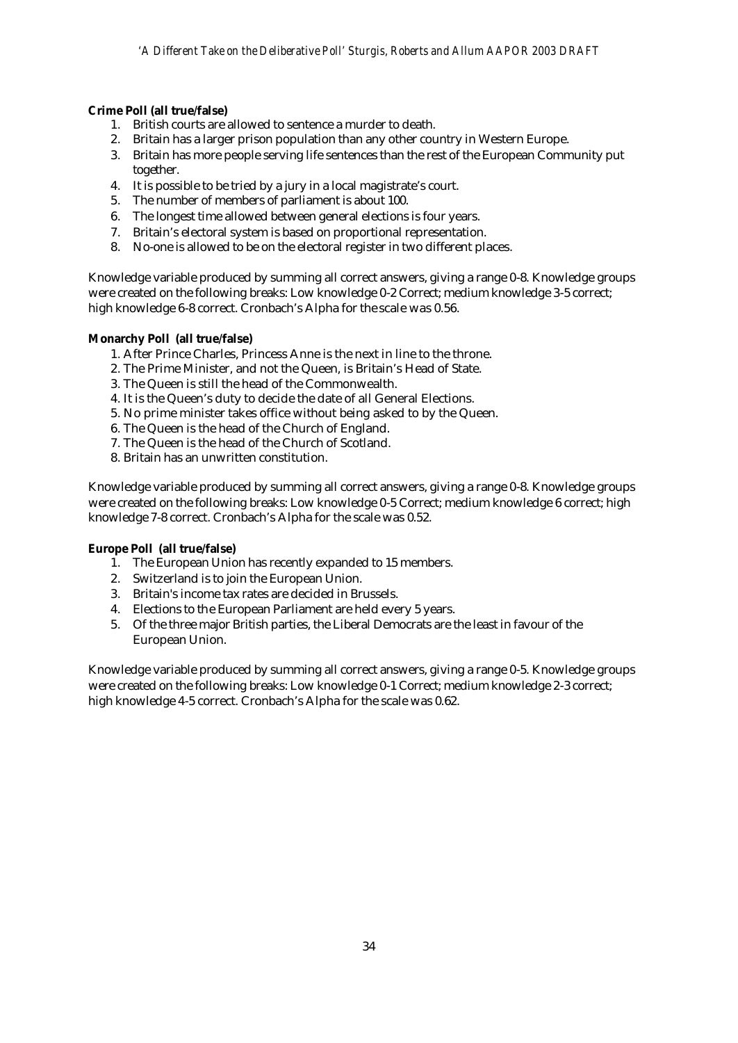**Crime Poll (all true/false)**

1. British courts are allowed to sentence a murder to death.
2. Britain has a larger prison population than any other country in Western Europe.
3. Britain has more people serving life sentences than the rest of the European Community put together.
4. It is possible to be tried by a jury in a local magistrate's court.
5. The number of members of parliament is about 100.
6. The longest time allowed between general elections is four years.
7. Britain's electoral system is based on proportional representation.
8. No-one is allowed to be on the electoral register in two different places.

Knowledge variable produced by summing all correct answers, giving a range 0-8. Knowledge groups were created on the following breaks: Low knowledge 0-2 Correct; medium knowledge 3-5 correct; high knowledge 6-8 correct. Cronbach's Alpha for the scale was 0.56.

**Monarchy Poll (all true/false)**

1. After Prince Charles, Princess Anne is the next in line to the throne.
2. The Prime Minister, and not the Queen, is Britain's Head of State.
3. The Queen is still the head of the Commonwealth.
4. It is the Queen's duty to decide the date of all General Elections.
5. No prime minister takes office without being asked to by the Queen.
6. The Queen is the head of the Church of England.
7. The Queen is the head of the Church of Scotland.
8. Britain has an unwritten constitution.

Knowledge variable produced by summing all correct answers, giving a range 0-8. Knowledge groups were created on the following breaks: Low knowledge 0-5 Correct; medium knowledge 6 correct; high knowledge 7-8 correct. Cronbach's Alpha for the scale was 0.52.

**Europe Poll (all true/false)**

1. The European Union has recently expanded to 15 members.
2. Switzerland is to join the European Union.
3. Britain's income tax rates are decided in Brussels.
4. Elections to the European Parliament are held every 5 years.
5. Of the three major British parties, the Liberal Democrats are the least in favour of the European Union.

Knowledge variable produced by summing all correct answers, giving a range 0-5. Knowledge groups were created on the following breaks: Low knowledge 0-1 Correct; medium knowledge 2-3 correct; high knowledge 4-5 correct. Cronbach's Alpha for the scale was 0.62.